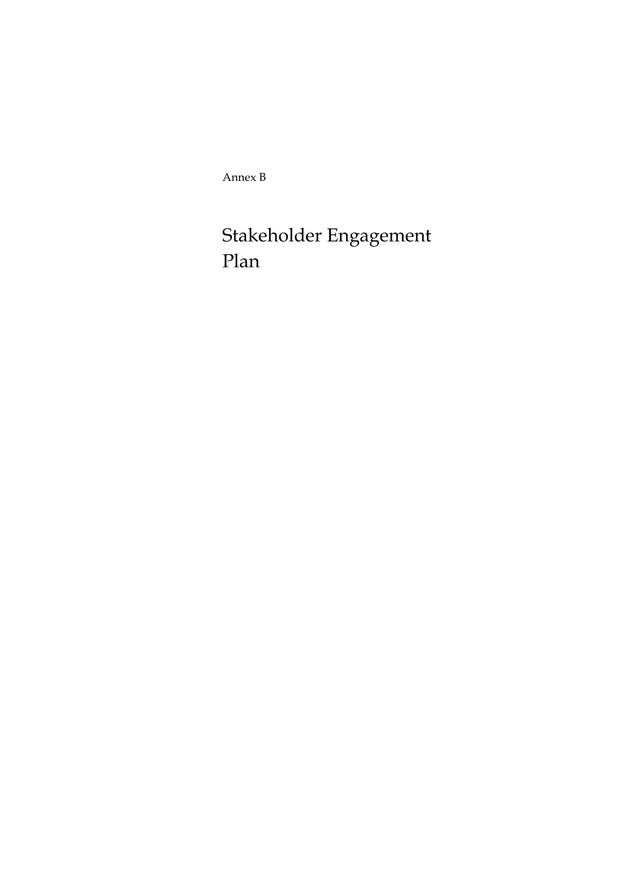Annex B

# Stakeholder Engagement Plan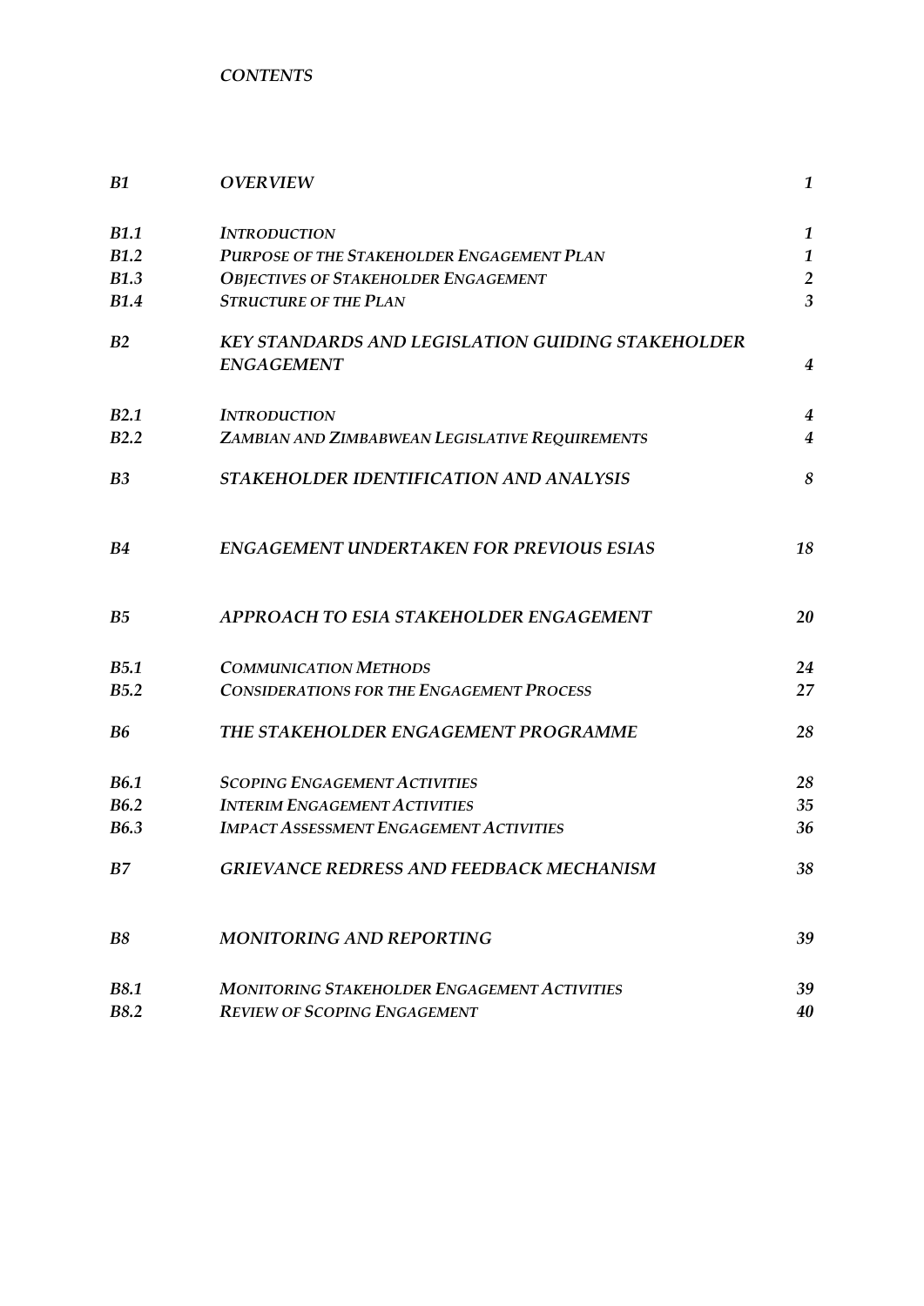*CONTENTS*

| | | |
|---|---|---|
| ***B1*** | ***OVERVIEW*** | ***1*** |
| ***B1.1*** | ***INTRODUCTION*** | ***1*** |
| ***B1.2*** | ***PURPOSE OF THE STAKEHOLDER ENGAGEMENT PLAN*** | ***1*** |
| ***B1.3*** | ***OBJECTIVES OF STAKEHOLDER ENGAGEMENT*** | ***2*** |
| ***B1.4*** | ***STRUCTURE OF THE PLAN*** | ***3*** |
| ***B2*** | ***KEY STANDARDS AND LEGISLATION GUIDING STAKEHOLDER ENGAGEMENT*** | ***4*** |
| ***B2.1*** | ***INTRODUCTION*** | ***4*** |
| ***B2.2*** | ***ZAMBIAN AND ZIMBABWEAN LEGISLATIVE REQUIREMENTS*** | ***4*** |
| ***B3*** | ***STAKEHOLDER IDENTIFICATION AND ANALYSIS*** | ***8*** |
| ***B4*** | ***ENGAGEMENT UNDERTAKEN FOR PREVIOUS ESIAS*** | ***18*** |
| ***B5*** | ***APPROACH TO ESIA STAKEHOLDER ENGAGEMENT*** | ***20*** |
| ***B5.1*** | ***COMMUNICATION METHODS*** | ***24*** |
| ***B5.2*** | ***CONSIDERATIONS FOR THE ENGAGEMENT PROCESS*** | ***27*** |
| ***B6*** | ***THE STAKEHOLDER ENGAGEMENT PROGRAMME*** | ***28*** |
| ***B6.1*** | ***SCOPING ENGAGEMENT ACTIVITIES*** | ***28*** |
| ***B6.2*** | ***INTERIM ENGAGEMENT ACTIVITIES*** | ***35*** |
| ***B6.3*** | ***IMPACT ASSESSMENT ENGAGEMENT ACTIVITIES*** | ***36*** |
| ***B7*** | ***GRIEVANCE REDRESS AND FEEDBACK MECHANISM*** | ***38*** |
| ***B8*** | ***MONITORING AND REPORTING*** | ***39*** |
| ***B8.1*** | ***MONITORING STAKEHOLDER ENGAGEMENT ACTIVITIES*** | ***39*** |
| ***B8.2*** | ***REVIEW OF SCOPING ENGAGEMENT*** | ***40*** |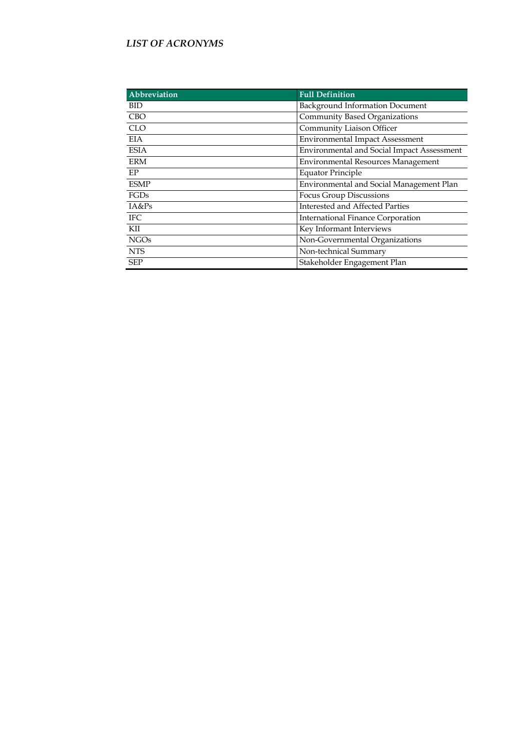## *LIST OF ACRONYMS*

| Abbreviation | Full Definition |
|---|---|
| BID | Background Information Document |
| CBO | Community Based Organizations |
| CLO | Community Liaison Officer |
| EIA | Environmental Impact Assessment |
| ESIA | Environmental and Social Impact Assessment |
| ERM | Environmental Resources Management |
| EP | Equator Principle |
| ESMP | Environmental and Social Management Plan |
| FGDs | Focus Group Discussions |
| IA&Ps | Interested and Affected Parties |
| IFC | International Finance Corporation |
| KII | Key Informant Interviews |
| NGOs | Non-Governmental Organizations |
| NTS | Non-technical Summary |
| SEP | Stakeholder Engagement Plan |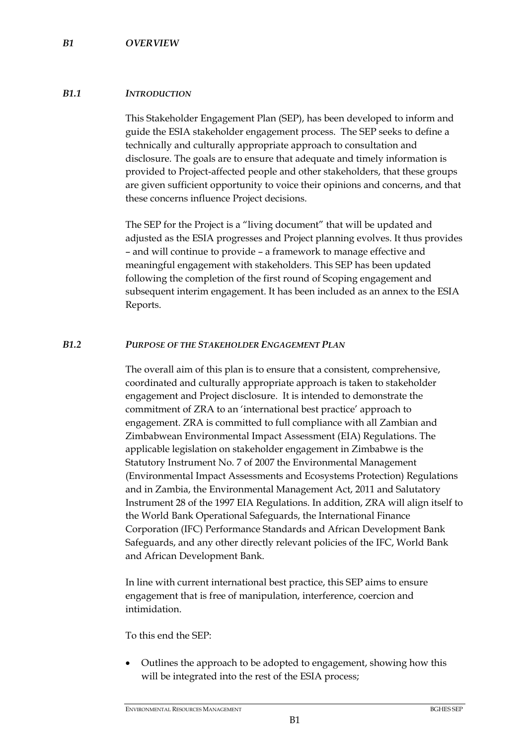# *B1 OVERVIEW*

## *B1.1 INTRODUCTION*

This Stakeholder Engagement Plan (SEP), has been developed to inform and guide the ESIA stakeholder engagement process. The SEP seeks to define a technically and culturally appropriate approach to consultation and disclosure. The goals are to ensure that adequate and timely information is provided to Project-affected people and other stakeholders, that these groups are given sufficient opportunity to voice their opinions and concerns, and that these concerns influence Project decisions.

The SEP for the Project is a "living document" that will be updated and adjusted as the ESIA progresses and Project planning evolves. It thus provides – and will continue to provide – a framework to manage effective and meaningful engagement with stakeholders. This SEP has been updated following the completion of the first round of Scoping engagement and subsequent interim engagement. It has been included as an annex to the ESIA Reports.

## *B1.2 PURPOSE OF THE STAKEHOLDER ENGAGEMENT PLAN*

The overall aim of this plan is to ensure that a consistent, comprehensive, coordinated and culturally appropriate approach is taken to stakeholder engagement and Project disclosure. It is intended to demonstrate the commitment of ZRA to an 'international best practice' approach to engagement. ZRA is committed to full compliance with all Zambian and Zimbabwean Environmental Impact Assessment (EIA) Regulations. The applicable legislation on stakeholder engagement in Zimbabwe is the Statutory Instrument No. 7 of 2007 the Environmental Management (Environmental Impact Assessments and Ecosystems Protection) Regulations and in Zambia, the Environmental Management Act, 2011 and Salutatory Instrument 28 of the 1997 EIA Regulations. In addition, ZRA will align itself to the World Bank Operational Safeguards, the International Finance Corporation (IFC) Performance Standards and African Development Bank Safeguards, and any other directly relevant policies of the IFC, World Bank and African Development Bank.

In line with current international best practice, this SEP aims to ensure engagement that is free of manipulation, interference, coercion and intimidation.

To this end the SEP:

- Outlines the approach to be adopted to engagement, showing how this will be integrated into the rest of the ESIA process;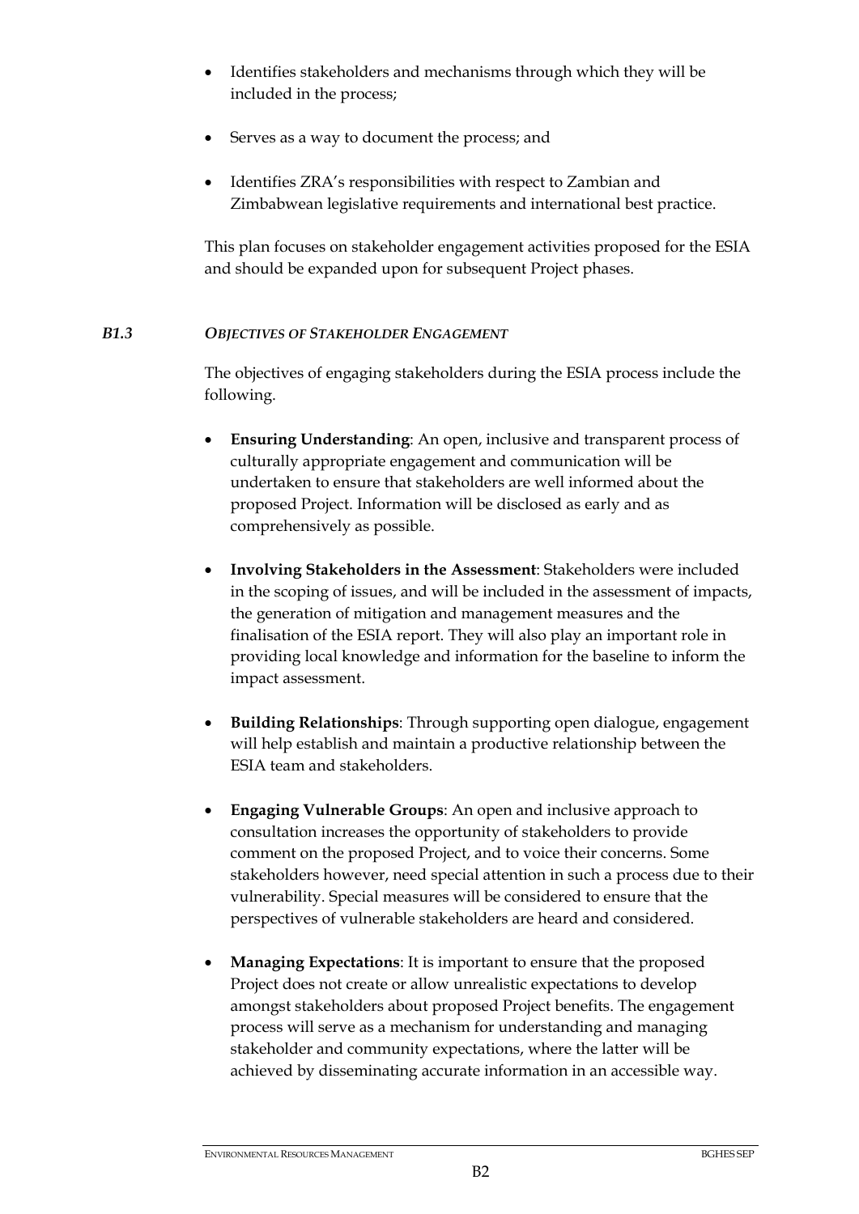- Identifies stakeholders and mechanisms through which they will be included in the process;
- Serves as a way to document the process; and
- Identifies ZRA's responsibilities with respect to Zambian and Zimbabwean legislative requirements and international best practice.

This plan focuses on stakeholder engagement activities proposed for the ESIA and should be expanded upon for subsequent Project phases.

### *B1.3 OBJECTIVES OF STAKEHOLDER ENGAGEMENT*

The objectives of engaging stakeholders during the ESIA process include the following.

- **Ensuring Understanding**: An open, inclusive and transparent process of culturally appropriate engagement and communication will be undertaken to ensure that stakeholders are well informed about the proposed Project. Information will be disclosed as early and as comprehensively as possible.
- **Involving Stakeholders in the Assessment**: Stakeholders were included in the scoping of issues, and will be included in the assessment of impacts, the generation of mitigation and management measures and the finalisation of the ESIA report. They will also play an important role in providing local knowledge and information for the baseline to inform the impact assessment.
- **Building Relationships**: Through supporting open dialogue, engagement will help establish and maintain a productive relationship between the ESIA team and stakeholders.
- **Engaging Vulnerable Groups**: An open and inclusive approach to consultation increases the opportunity of stakeholders to provide comment on the proposed Project, and to voice their concerns. Some stakeholders however, need special attention in such a process due to their vulnerability. Special measures will be considered to ensure that the perspectives of vulnerable stakeholders are heard and considered.
- **Managing Expectations**: It is important to ensure that the proposed Project does not create or allow unrealistic expectations to develop amongst stakeholders about proposed Project benefits. The engagement process will serve as a mechanism for understanding and managing stakeholder and community expectations, where the latter will be achieved by disseminating accurate information in an accessible way.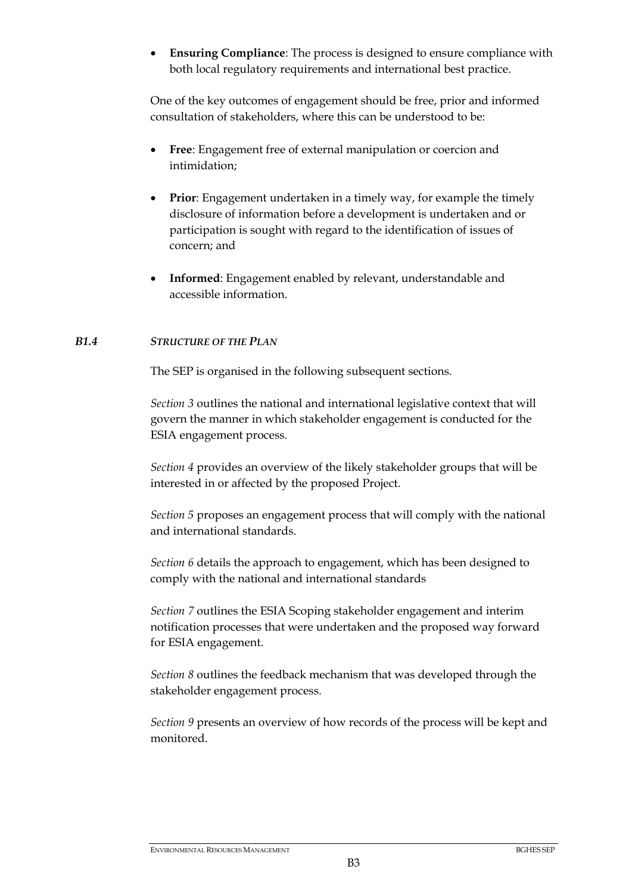- **Ensuring Compliance**: The process is designed to ensure compliance with both local regulatory requirements and international best practice.

One of the key outcomes of engagement should be free, prior and informed consultation of stakeholders, where this can be understood to be:

- **Free**: Engagement free of external manipulation or coercion and intimidation;

- **Prior**: Engagement undertaken in a timely way, for example the timely disclosure of information before a development is undertaken and or participation is sought with regard to the identification of issues of concern; and

- **Informed**: Engagement enabled by relevant, understandable and accessible information.

### *B1.4 STRUCTURE OF THE PLAN*

The SEP is organised in the following subsequent sections.

*Section 3* outlines the national and international legislative context that will govern the manner in which stakeholder engagement is conducted for the ESIA engagement process.

*Section 4* provides an overview of the likely stakeholder groups that will be interested in or affected by the proposed Project.

*Section 5* proposes an engagement process that will comply with the national and international standards.

*Section 6* details the approach to engagement, which has been designed to comply with the national and international standards

*Section 7* outlines the ESIA Scoping stakeholder engagement and interim notification processes that were undertaken and the proposed way forward for ESIA engagement.

*Section 8* outlines the feedback mechanism that was developed through the stakeholder engagement process.

*Section 9* presents an overview of how records of the process will be kept and monitored.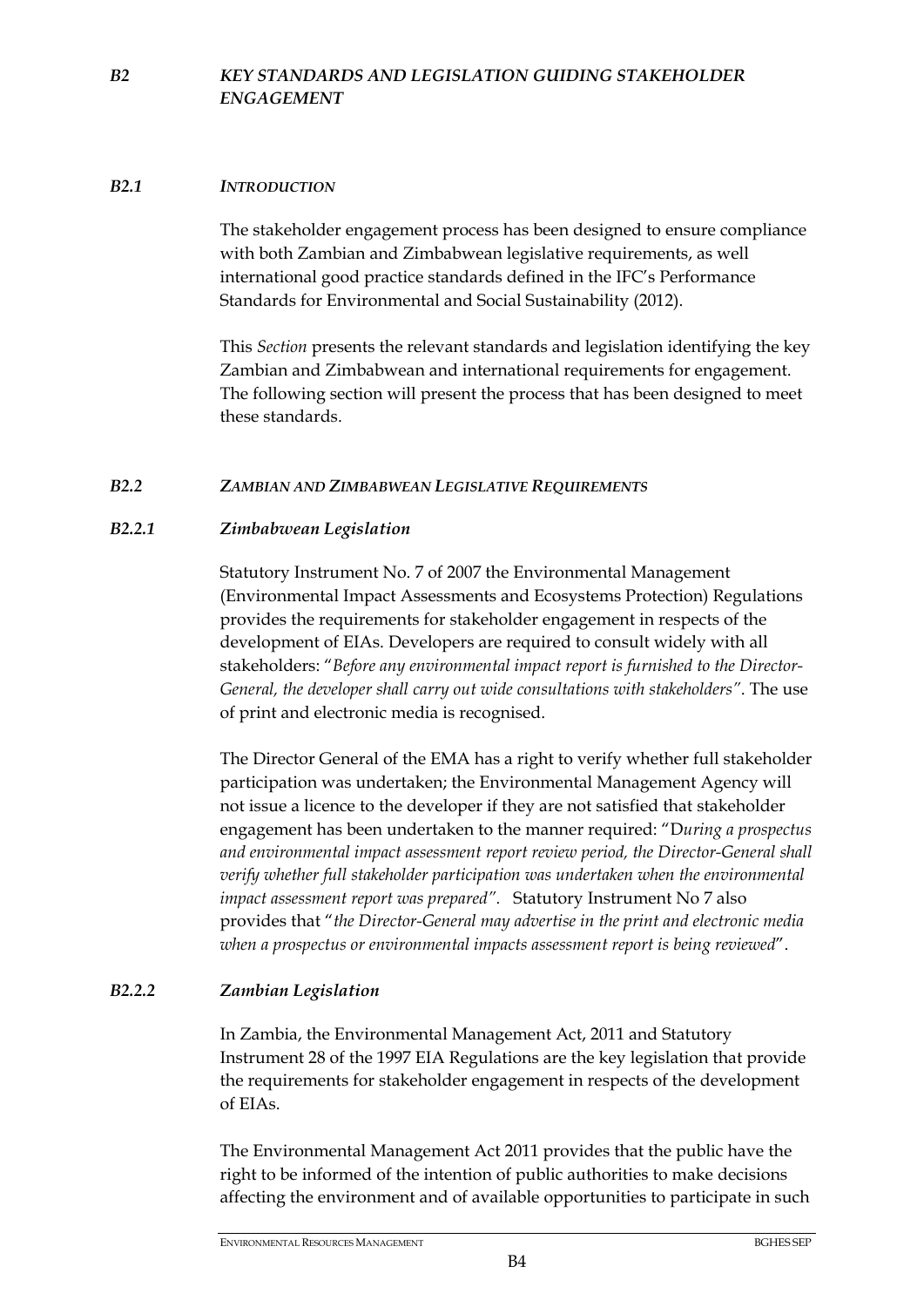# *B2 KEY STANDARDS AND LEGISLATION GUIDING STAKEHOLDER ENGAGEMENT*

## *B2.1 INTRODUCTION*

The stakeholder engagement process has been designed to ensure compliance with both Zambian and Zimbabwean legislative requirements, as well international good practice standards defined in the IFC's Performance Standards for Environmental and Social Sustainability (2012).

This *Section* presents the relevant standards and legislation identifying the key Zambian and Zimbabwean and international requirements for engagement. The following section will present the process that has been designed to meet these standards.

## *B2.2 ZAMBIAN AND ZIMBABWEAN LEGISLATIVE REQUIREMENTS*

### *B2.2.1 Zimbabwean Legislation*

Statutory Instrument No. 7 of 2007 the Environmental Management (Environmental Impact Assessments and Ecosystems Protection) Regulations provides the requirements for stakeholder engagement in respects of the development of EIAs. Developers are required to consult widely with all stakeholders: "*Before any environmental impact report is furnished to the Director-General, the developer shall carry out wide consultations with stakeholders"*. The use of print and electronic media is recognised.

The Director General of the EMA has a right to verify whether full stakeholder participation was undertaken; the Environmental Management Agency will not issue a licence to the developer if they are not satisfied that stakeholder engagement has been undertaken to the manner required: "D*uring a prospectus and environmental impact assessment report review period, the Director-General shall verify whether full stakeholder participation was undertaken when the environmental impact assessment report was prepared".* Statutory Instrument No 7 also provides that "*the Director-General may advertise in the print and electronic media when a prospectus or environmental impacts assessment report is being reviewed*".

### *B2.2.2 Zambian Legislation*

In Zambia, the Environmental Management Act, 2011 and Statutory Instrument 28 of the 1997 EIA Regulations are the key legislation that provide the requirements for stakeholder engagement in respects of the development of EIAs.

The Environmental Management Act 2011 provides that the public have the right to be informed of the intention of public authorities to make decisions affecting the environment and of available opportunities to participate in such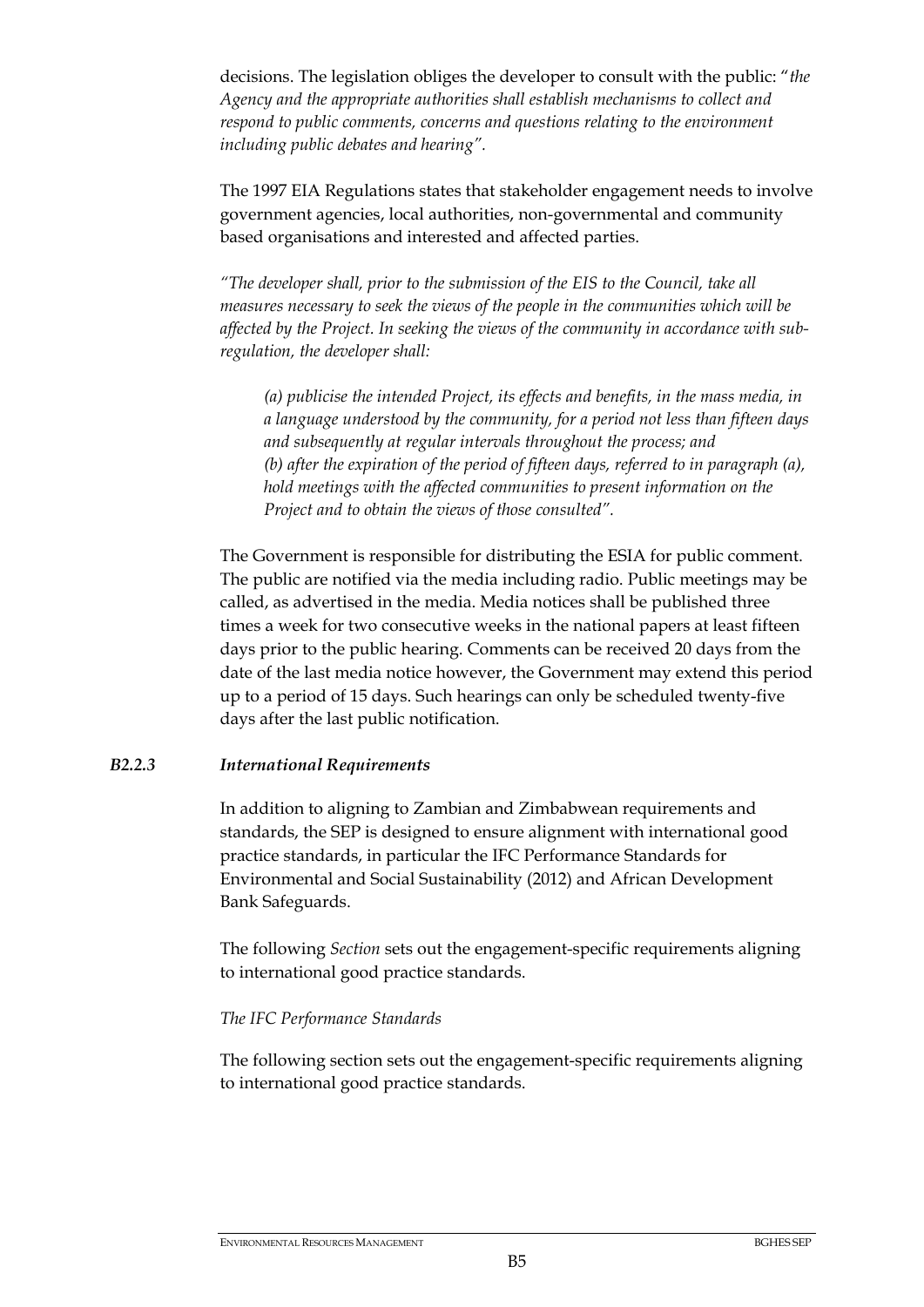decisions. The legislation obliges the developer to consult with the public: "*the Agency and the appropriate authorities shall establish mechanisms to collect and respond to public comments, concerns and questions relating to the environment including public debates and hearing"*.

The 1997 EIA Regulations states that stakeholder engagement needs to involve government agencies, local authorities, non-governmental and community based organisations and interested and affected parties.

*"The developer shall, prior to the submission of the EIS to the Council, take all measures necessary to seek the views of the people in the communities which will be affected by the Project. In seeking the views of the community in accordance with sub-regulation, the developer shall:*

> *(a) publicise the intended Project, its effects and benefits, in the mass media, in a language understood by the community, for a period not less than fifteen days and subsequently at regular intervals throughout the process; and*
> *(b) after the expiration of the period of fifteen days, referred to in paragraph (a), hold meetings with the affected communities to present information on the Project and to obtain the views of those consulted".*

The Government is responsible for distributing the ESIA for public comment. The public are notified via the media including radio. Public meetings may be called, as advertised in the media. Media notices shall be published three times a week for two consecutive weeks in the national papers at least fifteen days prior to the public hearing. Comments can be received 20 days from the date of the last media notice however, the Government may extend this period up to a period of 15 days. Such hearings can only be scheduled twenty-five days after the last public notification.

### *B2.2.3 International Requirements*

In addition to aligning to Zambian and Zimbabwean requirements and standards, the SEP is designed to ensure alignment with international good practice standards, in particular the IFC Performance Standards for Environmental and Social Sustainability (2012) and African Development Bank Safeguards.

The following *Section* sets out the engagement-specific requirements aligning to international good practice standards.

*The IFC Performance Standards*

The following section sets out the engagement-specific requirements aligning to international good practice standards.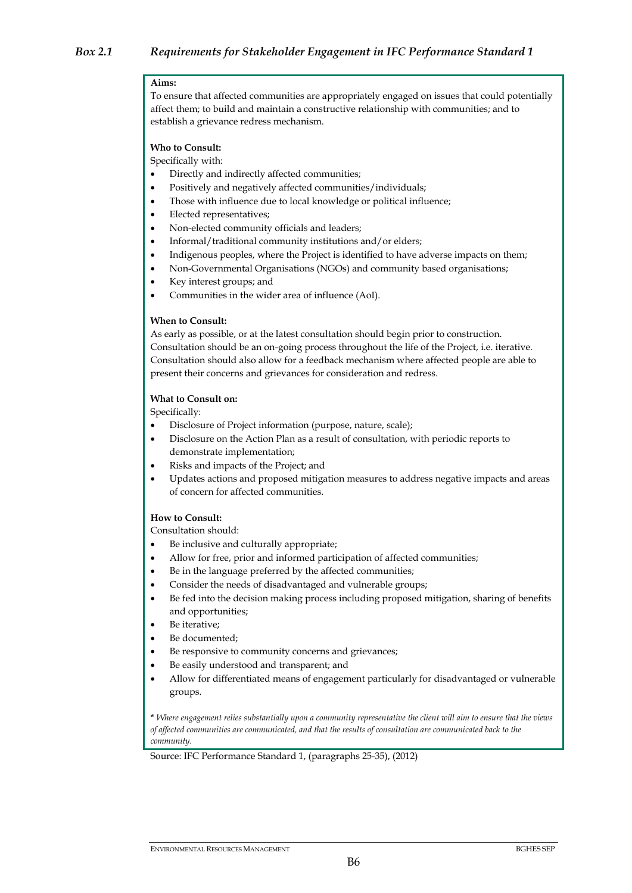### *Box 2.1 Requirements for Stakeholder Engagement in IFC Performance Standard 1*

**Aims:**

To ensure that affected communities are appropriately engaged on issues that could potentially affect them; to build and maintain a constructive relationship with communities; and to establish a grievance redress mechanism.

**Who to Consult:**

Specifically with:

- Directly and indirectly affected communities;
- Positively and negatively affected communities/individuals;
- Those with influence due to local knowledge or political influence;
- Elected representatives;
- Non-elected community officials and leaders;
- Informal/traditional community institutions and/or elders;
- Indigenous peoples, where the Project is identified to have adverse impacts on them;
- Non-Governmental Organisations (NGOs) and community based organisations;
- Key interest groups; and
- Communities in the wider area of influence (AoI).

**When to Consult:**

As early as possible, or at the latest consultation should begin prior to construction. Consultation should be an on-going process throughout the life of the Project, i.e. iterative. Consultation should also allow for a feedback mechanism where affected people are able to present their concerns and grievances for consideration and redress.

**What to Consult on:**

Specifically:

- Disclosure of Project information (purpose, nature, scale);
- Disclosure on the Action Plan as a result of consultation, with periodic reports to demonstrate implementation;
- Risks and impacts of the Project; and
- Updates actions and proposed mitigation measures to address negative impacts and areas of concern for affected communities.

**How to Consult:**

Consultation should:

- Be inclusive and culturally appropriate;
- Allow for free, prior and informed participation of affected communities;
- Be in the language preferred by the affected communities;
- Consider the needs of disadvantaged and vulnerable groups;
- Be fed into the decision making process including proposed mitigation, sharing of benefits and opportunities;
- Be iterative;
- Be documented;
- Be responsive to community concerns and grievances;
- Be easily understood and transparent; and
- Allow for differentiated means of engagement particularly for disadvantaged or vulnerable groups.

* *Where engagement relies substantially upon a community representative the client will aim to ensure that the views of affected communities are communicated, and that the results of consultation are communicated back to the community.*

Source: IFC Performance Standard 1, (paragraphs 25-35), (2012)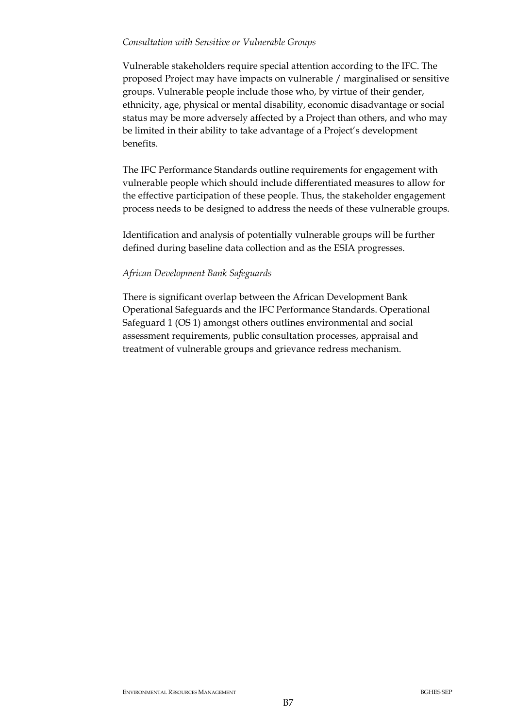*Consultation with Sensitive or Vulnerable Groups*

Vulnerable stakeholders require special attention according to the IFC. The proposed Project may have impacts on vulnerable / marginalised or sensitive groups. Vulnerable people include those who, by virtue of their gender, ethnicity, age, physical or mental disability, economic disadvantage or social status may be more adversely affected by a Project than others, and who may be limited in their ability to take advantage of a Project's development benefits.

The IFC Performance Standards outline requirements for engagement with vulnerable people which should include differentiated measures to allow for the effective participation of these people. Thus, the stakeholder engagement process needs to be designed to address the needs of these vulnerable groups.

Identification and analysis of potentially vulnerable groups will be further defined during baseline data collection and as the ESIA progresses.

*African Development Bank Safeguards*

There is significant overlap between the African Development Bank Operational Safeguards and the IFC Performance Standards. Operational Safeguard 1 (OS 1) amongst others outlines environmental and social assessment requirements, public consultation processes, appraisal and treatment of vulnerable groups and grievance redress mechanism.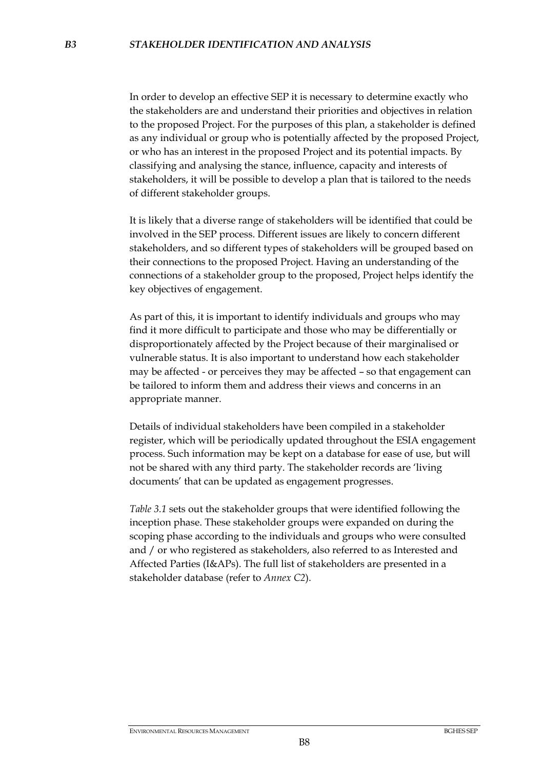## *B3 STAKEHOLDER IDENTIFICATION AND ANALYSIS*

In order to develop an effective SEP it is necessary to determine exactly who the stakeholders are and understand their priorities and objectives in relation to the proposed Project. For the purposes of this plan, a stakeholder is defined as any individual or group who is potentially affected by the proposed Project, or who has an interest in the proposed Project and its potential impacts. By classifying and analysing the stance, influence, capacity and interests of stakeholders, it will be possible to develop a plan that is tailored to the needs of different stakeholder groups.

It is likely that a diverse range of stakeholders will be identified that could be involved in the SEP process. Different issues are likely to concern different stakeholders, and so different types of stakeholders will be grouped based on their connections to the proposed Project. Having an understanding of the connections of a stakeholder group to the proposed, Project helps identify the key objectives of engagement.

As part of this, it is important to identify individuals and groups who may find it more difficult to participate and those who may be differentially or disproportionately affected by the Project because of their marginalised or vulnerable status. It is also important to understand how each stakeholder may be affected - or perceives they may be affected – so that engagement can be tailored to inform them and address their views and concerns in an appropriate manner.

Details of individual stakeholders have been compiled in a stakeholder register, which will be periodically updated throughout the ESIA engagement process. Such information may be kept on a database for ease of use, but will not be shared with any third party. The stakeholder records are 'living documents' that can be updated as engagement progresses.

*Table 3.1* sets out the stakeholder groups that were identified following the inception phase. These stakeholder groups were expanded on during the scoping phase according to the individuals and groups who were consulted and / or who registered as stakeholders, also referred to as Interested and Affected Parties (I&APs). The full list of stakeholders are presented in a stakeholder database (refer to *Annex C2*).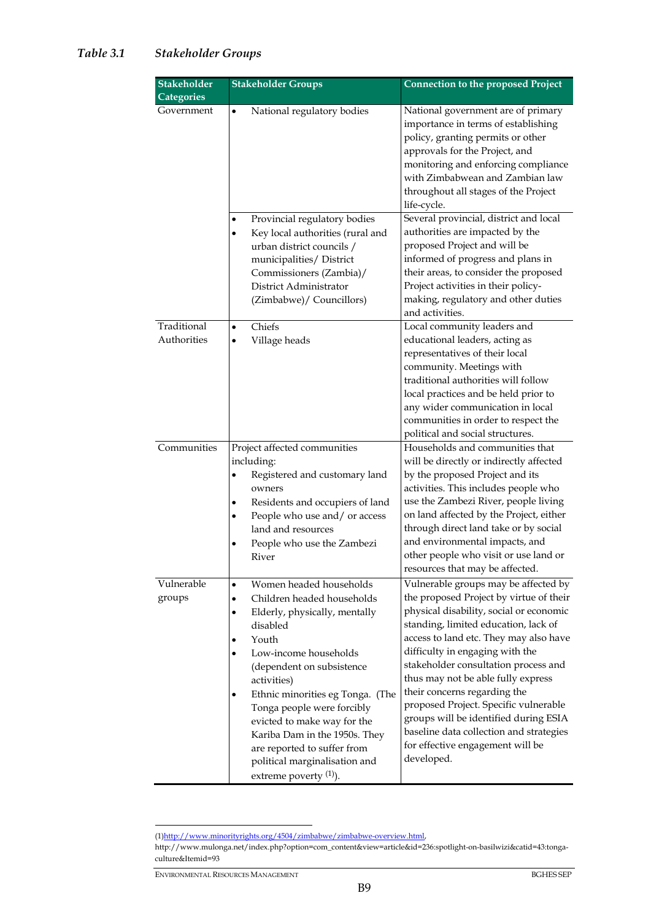*Table 3.1 Stakeholder Groups*

| Stakeholder Categories | Stakeholder Groups | Connection to the proposed Project |
|---|---|---|
| Government | • National regulatory bodies | National government are of primary importance in terms of establishing policy, granting permits or other approvals for the Project, and monitoring and enforcing compliance with Zimbabwean and Zambian law throughout all stages of the Project life-cycle. |
| | • Provincial regulatory bodies<br>• Key local authorities (rural and urban district councils / municipalities/ District Commissioners (Zambia)/ District Administrator (Zimbabwe)/ Councillors) | Several provincial, district and local authorities are impacted by the proposed Project and will be informed of progress and plans in their areas, to consider the proposed Project activities in their policy-making, regulatory and other duties and activities. |
| Traditional Authorities | • Chiefs<br>• Village heads | Local community leaders and educational leaders, acting as representatives of their local community. Meetings with traditional authorities will follow local practices and be held prior to any wider communication in local communities in order to respect the political and social structures. |
| Communities | Project affected communities including:<br>• Registered and customary land owners<br>• Residents and occupiers of land<br>• People who use and/ or access land and resources<br>• People who use the Zambezi River | Households and communities that will be directly or indirectly affected by the proposed Project and its activities. This includes people who use the Zambezi River, people living on land affected by the Project, either through direct land take or by social and environmental impacts, and other people who visit or use land or resources that may be affected. |
| Vulnerable groups | • Women headed households<br>• Children headed households<br>• Elderly, physically, mentally disabled<br>• Youth<br>• Low-income households (dependent on subsistence activities)<br>• Ethnic minorities eg Tonga. (The Tonga people were forcibly evicted to make way for the Kariba Dam in the 1950s. They are reported to suffer from political marginalisation and extreme poverty [(1)]). | Vulnerable groups may be affected by the proposed Project by virtue of their physical disability, social or economic standing, limited education, lack of access to land etc. They may also have difficulty in engaging with the stakeholder consultation process and thus may not be able fully express their concerns regarding the proposed Project. Specific vulnerable groups will be identified during ESIA baseline data collection and strategies for effective engagement will be developed. |

(1)http://www.minorityrights.org/4504/zimbabwe/zimbabwe-overview.html, http://www.mulonga.net/index.php?option=com_content&view=article&id=236:spotlight-on-basilwizi&catid=43:tonga-culture&Itemid=93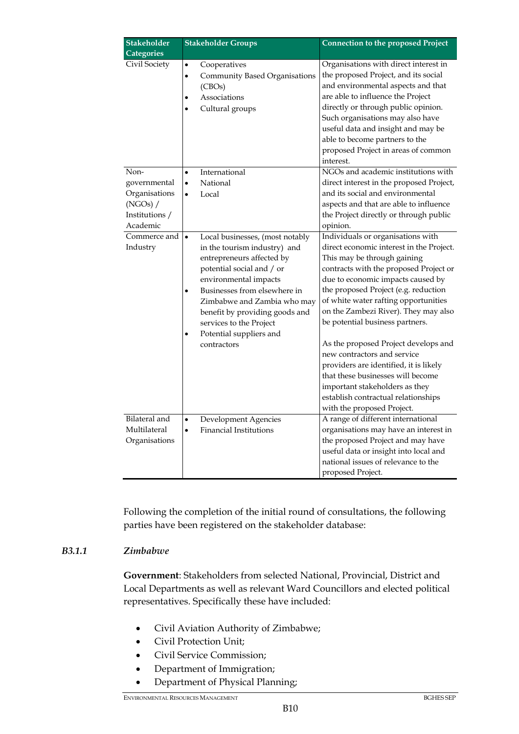| Stakeholder Categories | Stakeholder Groups | Connection to the proposed Project |
|---|---|---|
| Civil Society | • Cooperatives<br>• Community Based Organisations (CBOs)<br>• Associations<br>• Cultural groups | Organisations with direct interest in the proposed Project, and its social and environmental aspects and that are able to influence the Project directly or through public opinion. Such organisations may also have useful data and insight and may be able to become partners to the proposed Project in areas of common interest. |
| Non-governmental Organisations (NGOs) / Institutions / Academic | • International<br>• National<br>• Local | NGOs and academic institutions with direct interest in the proposed Project, and its social and environmental aspects and that are able to influence the Project directly or through public opinion. |
| Commerce and Industry | • Local businesses, (most notably in the tourism industry) and entrepreneurs affected by potential social and / or environmental impacts<br>• Businesses from elsewhere in Zimbabwe and Zambia who may benefit by providing goods and services to the Project<br>• Potential suppliers and contractors | Individuals or organisations with direct economic interest in the Project. This may be through gaining contracts with the proposed Project or due to economic impacts caused by the proposed Project (e.g. reduction of white water rafting opportunities on the Zambezi River). They may also be potential business partners.<br><br>As the proposed Project develops and new contractors and service providers are identified, it is likely that these businesses will become important stakeholders as they establish contractual relationships with the proposed Project. |
| Bilateral and Multilateral Organisations | • Development Agencies<br>• Financial Institutions | A range of different international organisations may have an interest in the proposed Project and may have useful data or insight into local and national issues of relevance to the proposed Project. |

Following the completion of the initial round of consultations, the following parties have been registered on the stakeholder database:

### *B3.1.1 Zimbabwe*

**Government**: Stakeholders from selected National, Provincial, District and Local Departments as well as relevant Ward Councillors and elected political representatives. Specifically these have included:

- Civil Aviation Authority of Zimbabwe;
- Civil Protection Unit;
- Civil Service Commission;
- Department of Immigration;
- Department of Physical Planning;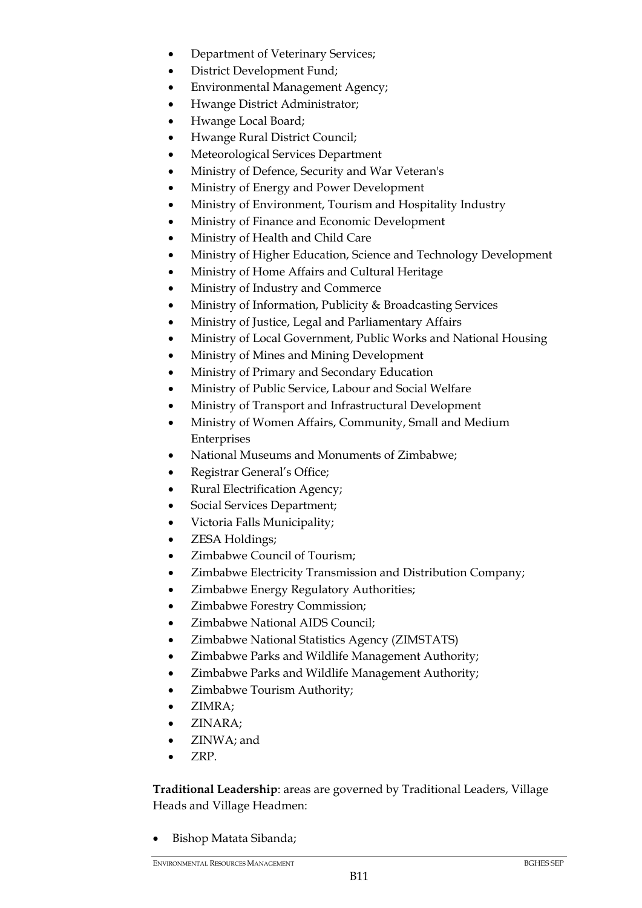- Department of Veterinary Services;
- District Development Fund;
- Environmental Management Agency;
- Hwange District Administrator;
- Hwange Local Board;
- Hwange Rural District Council;
- Meteorological Services Department
- Ministry of Defence, Security and War Veteran's
- Ministry of Energy and Power Development
- Ministry of Environment, Tourism and Hospitality Industry
- Ministry of Finance and Economic Development
- Ministry of Health and Child Care
- Ministry of Higher Education, Science and Technology Development
- Ministry of Home Affairs and Cultural Heritage
- Ministry of Industry and Commerce
- Ministry of Information, Publicity & Broadcasting Services
- Ministry of Justice, Legal and Parliamentary Affairs
- Ministry of Local Government, Public Works and National Housing
- Ministry of Mines and Mining Development
- Ministry of Primary and Secondary Education
- Ministry of Public Service, Labour and Social Welfare
- Ministry of Transport and Infrastructural Development
- Ministry of Women Affairs, Community, Small and Medium Enterprises
- National Museums and Monuments of Zimbabwe;
- Registrar General's Office;
- Rural Electrification Agency;
- Social Services Department;
- Victoria Falls Municipality;
- ZESA Holdings;
- Zimbabwe Council of Tourism;
- Zimbabwe Electricity Transmission and Distribution Company;
- Zimbabwe Energy Regulatory Authorities;
- Zimbabwe Forestry Commission;
- Zimbabwe National AIDS Council;
- Zimbabwe National Statistics Agency (ZIMSTATS)
- Zimbabwe Parks and Wildlife Management Authority;
- Zimbabwe Parks and Wildlife Management Authority;
- Zimbabwe Tourism Authority;
- ZIMRA;
- ZINARA;
- ZINWA; and
- ZRP.

**Traditional Leadership**: areas are governed by Traditional Leaders, Village Heads and Village Headmen:

- Bishop Matata Sibanda;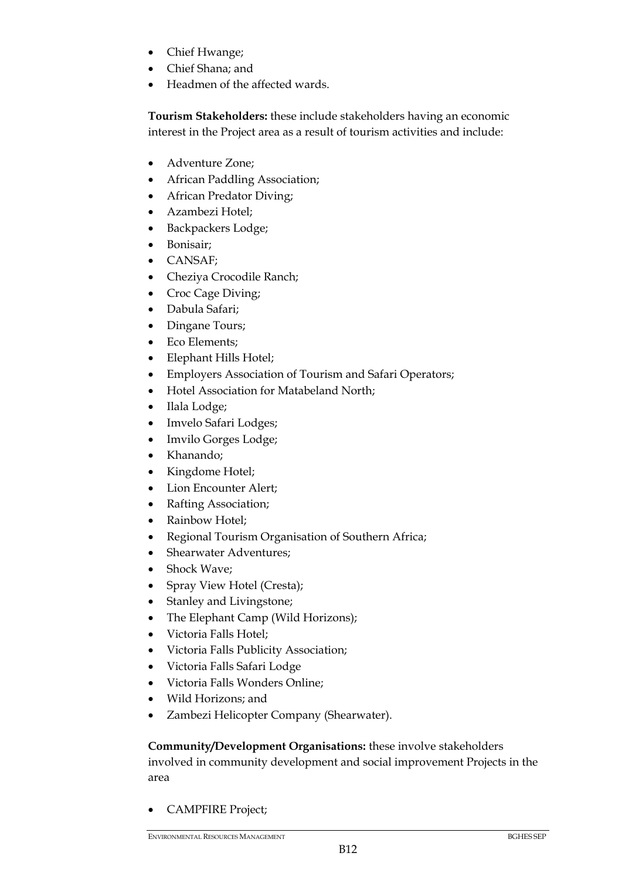- Chief Hwange;
- Chief Shana; and
- Headmen of the affected wards.

**Tourism Stakeholders:** these include stakeholders having an economic interest in the Project area as a result of tourism activities and include:

- Adventure Zone;
- African Paddling Association;
- African Predator Diving;
- Azambezi Hotel;
- Backpackers Lodge;
- Bonisair;
- CANSAF;
- Cheziya Crocodile Ranch;
- Croc Cage Diving;
- Dabula Safari;
- Dingane Tours;
- Eco Elements;
- Elephant Hills Hotel;
- Employers Association of Tourism and Safari Operators;
- Hotel Association for Matabeland North;
- Ilala Lodge;
- Imvelo Safari Lodges;
- Imvilo Gorges Lodge;
- Khanando;
- Kingdome Hotel;
- Lion Encounter Alert;
- Rafting Association;
- Rainbow Hotel;
- Regional Tourism Organisation of Southern Africa;
- Shearwater Adventures;
- Shock Wave;
- Spray View Hotel (Cresta);
- Stanley and Livingstone;
- The Elephant Camp (Wild Horizons);
- Victoria Falls Hotel;
- Victoria Falls Publicity Association;
- Victoria Falls Safari Lodge
- Victoria Falls Wonders Online;
- Wild Horizons; and
- Zambezi Helicopter Company (Shearwater).

**Community/Development Organisations:** these involve stakeholders involved in community development and social improvement Projects in the area

- CAMPFIRE Project;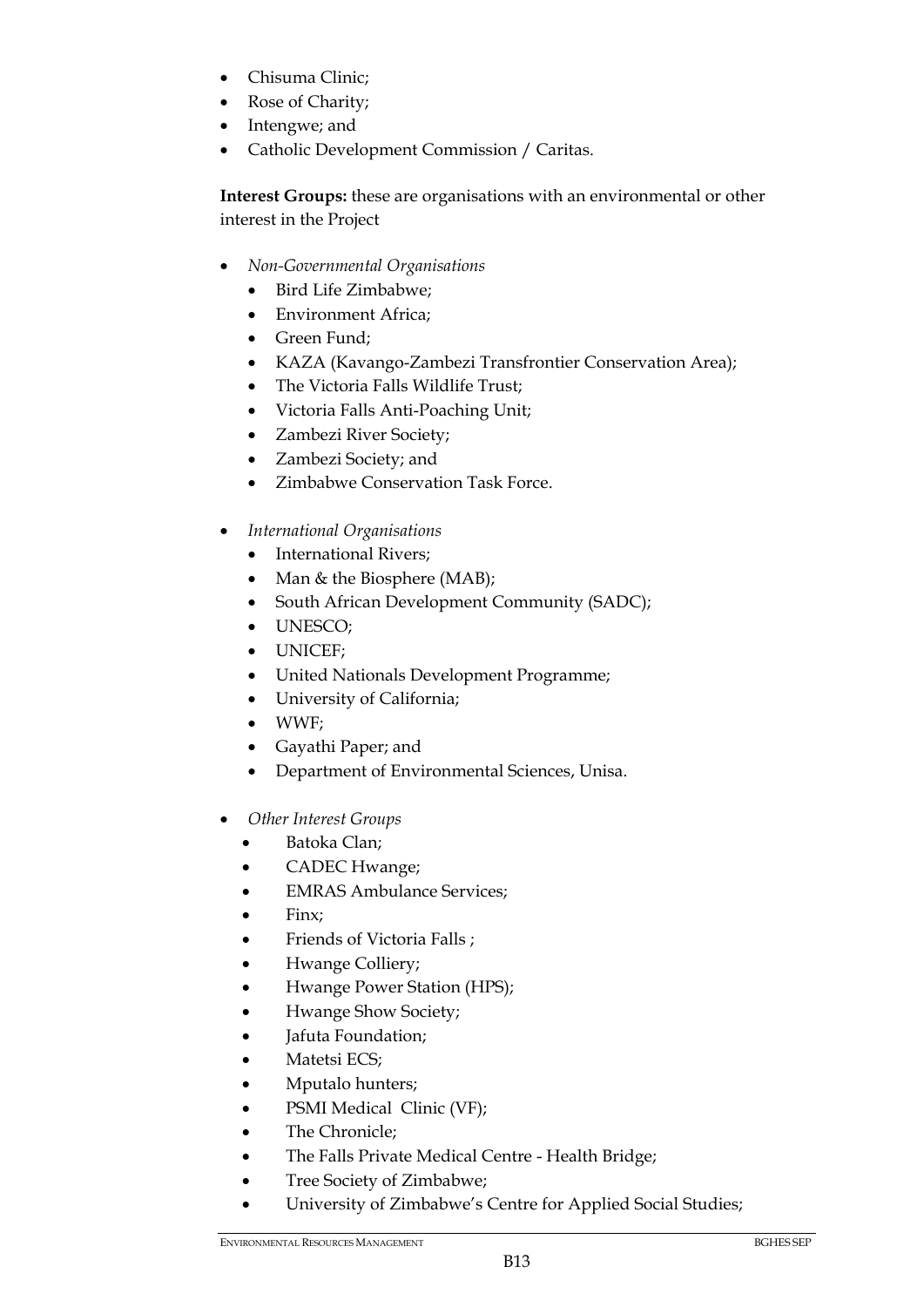- Chisuma Clinic;
- Rose of Charity;
- Intengwe; and
- Catholic Development Commission / Caritas.

**Interest Groups:** these are organisations with an environmental or other interest in the Project

- *Non-Governmental Organisations*
  - Bird Life Zimbabwe;
  - Environment Africa;
  - Green Fund;
  - KAZA (Kavango-Zambezi Transfrontier Conservation Area);
  - The Victoria Falls Wildlife Trust;
  - Victoria Falls Anti-Poaching Unit;
  - Zambezi River Society;
  - Zambezi Society; and
  - Zimbabwe Conservation Task Force.
- *International Organisations*
  - International Rivers;
  - Man & the Biosphere (MAB);
  - South African Development Community (SADC);
  - UNESCO;
  - UNICEF;
  - United Nationals Development Programme;
  - University of California;
  - WWF;
  - Gayathi Paper; and
  - Department of Environmental Sciences, Unisa.
- *Other Interest Groups*
  - Batoka Clan;
  - CADEC Hwange;
  - EMRAS Ambulance Services;
  - Finx;
  - Friends of Victoria Falls ;
  - Hwange Colliery;
  - Hwange Power Station (HPS);
  - Hwange Show Society;
  - Jafuta Foundation;
  - Matetsi ECS;
  - Mputalo hunters;
  - PSMI Medical Clinic (VF);
  - The Chronicle;
  - The Falls Private Medical Centre - Health Bridge;
  - Tree Society of Zimbabwe;
  - University of Zimbabwe's Centre for Applied Social Studies;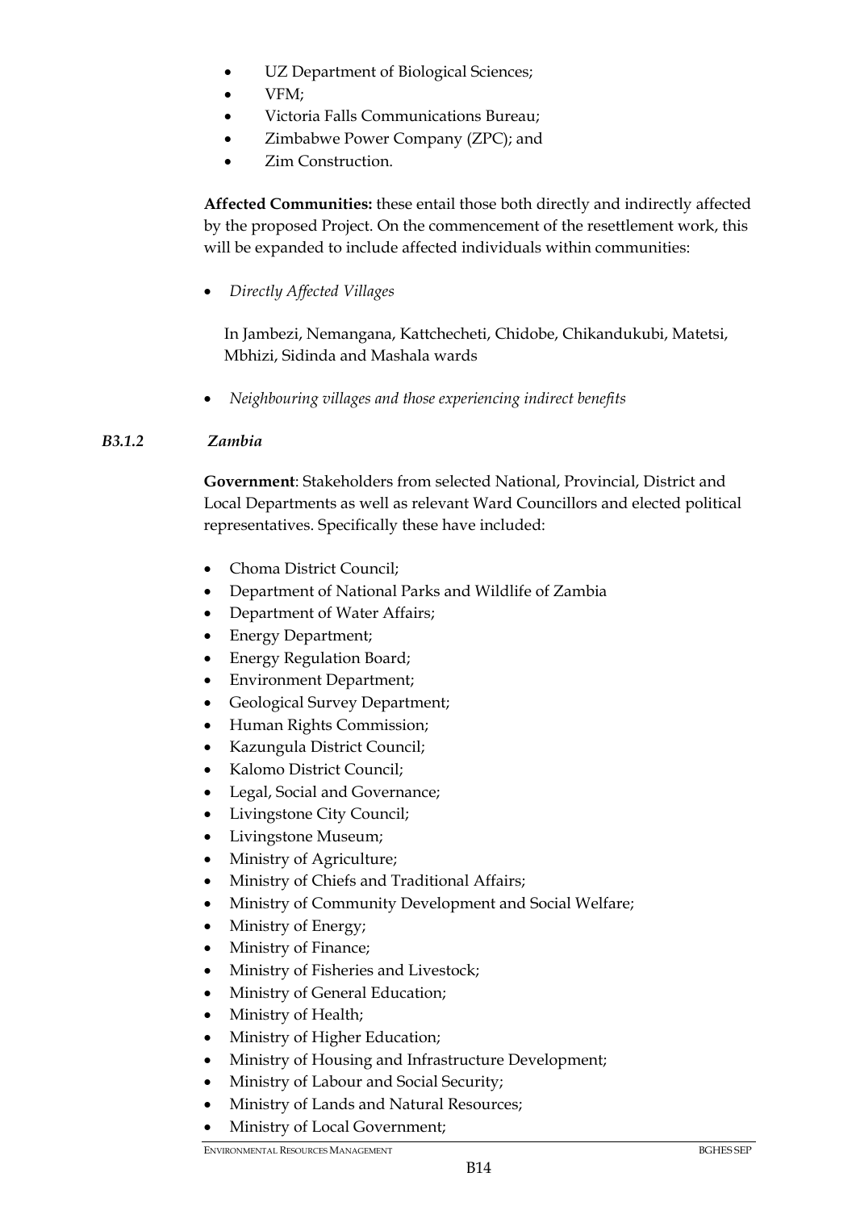- UZ Department of Biological Sciences;
- VFM;
- Victoria Falls Communications Bureau;
- Zimbabwe Power Company (ZPC); and
- Zim Construction.

**Affected Communities:** these entail those both directly and indirectly affected by the proposed Project. On the commencement of the resettlement work, this will be expanded to include affected individuals within communities:

- *Directly Affected Villages*

  In Jambezi, Nemangana, Kattchecheti, Chidobe, Chikandukubi, Matetsi, Mbhizi, Sidinda and Mashala wards

- *Neighbouring villages and those experiencing indirect benefits*

### *B3.1.2 Zambia*

**Government**: Stakeholders from selected National, Provincial, District and Local Departments as well as relevant Ward Councillors and elected political representatives. Specifically these have included:

- Choma District Council;
- Department of National Parks and Wildlife of Zambia
- Department of Water Affairs;
- Energy Department;
- Energy Regulation Board;
- Environment Department;
- Geological Survey Department;
- Human Rights Commission;
- Kazungula District Council;
- Kalomo District Council;
- Legal, Social and Governance;
- Livingstone City Council;
- Livingstone Museum;
- Ministry of Agriculture;
- Ministry of Chiefs and Traditional Affairs;
- Ministry of Community Development and Social Welfare;
- Ministry of Energy;
- Ministry of Finance;
- Ministry of Fisheries and Livestock;
- Ministry of General Education;
- Ministry of Health;
- Ministry of Higher Education;
- Ministry of Housing and Infrastructure Development;
- Ministry of Labour and Social Security;
- Ministry of Lands and Natural Resources;
- Ministry of Local Government;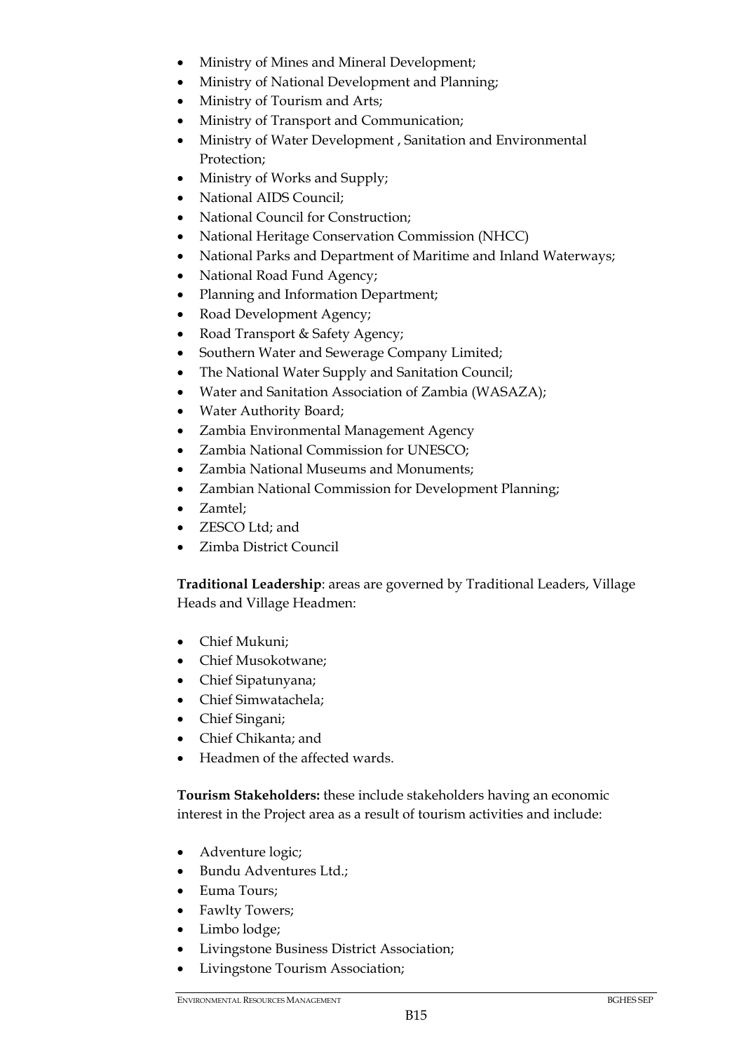- Ministry of Mines and Mineral Development;
- Ministry of National Development and Planning;
- Ministry of Tourism and Arts;
- Ministry of Transport and Communication;
- Ministry of Water Development , Sanitation and Environmental Protection;
- Ministry of Works and Supply;
- National AIDS Council;
- National Council for Construction;
- National Heritage Conservation Commission (NHCC)
- National Parks and Department of Maritime and Inland Waterways;
- National Road Fund Agency;
- Planning and Information Department;
- Road Development Agency;
- Road Transport & Safety Agency;
- Southern Water and Sewerage Company Limited;
- The National Water Supply and Sanitation Council;
- Water and Sanitation Association of Zambia (WASAZA);
- Water Authority Board;
- Zambia Environmental Management Agency
- Zambia National Commission for UNESCO;
- Zambia National Museums and Monuments;
- Zambian National Commission for Development Planning;
- Zamtel;
- ZESCO Ltd; and
- Zimba District Council

**Traditional Leadership**: areas are governed by Traditional Leaders, Village Heads and Village Headmen:

- Chief Mukuni;
- Chief Musokotwane;
- Chief Sipatunyana;
- Chief Simwatachela;
- Chief Singani;
- Chief Chikanta; and
- Headmen of the affected wards.

**Tourism Stakeholders:** these include stakeholders having an economic interest in the Project area as a result of tourism activities and include:

- Adventure logic;
- Bundu Adventures Ltd.;
- Euma Tours;
- Fawlty Towers;
- Limbo lodge;
- Livingstone Business District Association;
- Livingstone Tourism Association;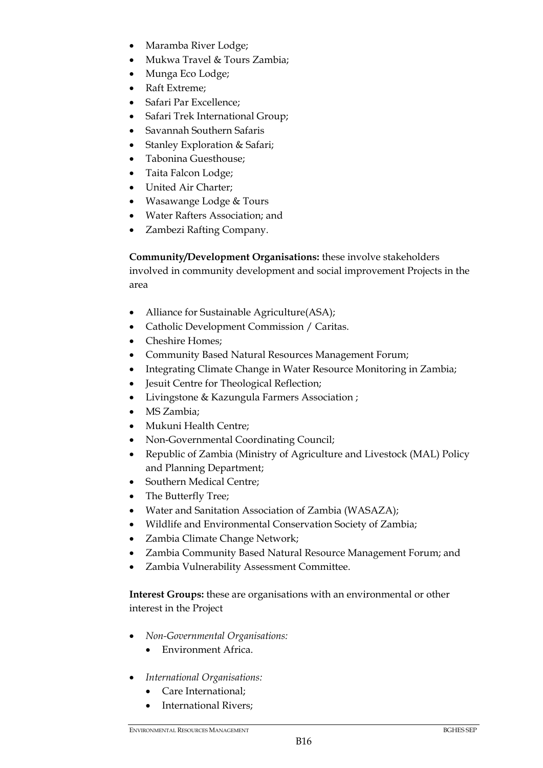- Maramba River Lodge;
- Mukwa Travel & Tours Zambia;
- Munga Eco Lodge;
- Raft Extreme;
- Safari Par Excellence;
- Safari Trek International Group;
- Savannah Southern Safaris
- Stanley Exploration & Safari;
- Tabonina Guesthouse;
- Taita Falcon Lodge;
- United Air Charter;
- Wasawange Lodge & Tours
- Water Rafters Association; and
- Zambezi Rafting Company.

**Community/Development Organisations:** these involve stakeholders involved in community development and social improvement Projects in the area

- Alliance for Sustainable Agriculture(ASA);
- Catholic Development Commission / Caritas.
- Cheshire Homes;
- Community Based Natural Resources Management Forum;
- Integrating Climate Change in Water Resource Monitoring in Zambia;
- Jesuit Centre for Theological Reflection;
- Livingstone & Kazungula Farmers Association ;
- MS Zambia;
- Mukuni Health Centre;
- Non-Governmental Coordinating Council;
- Republic of Zambia (Ministry of Agriculture and Livestock (MAL) Policy and Planning Department;
- Southern Medical Centre;
- The Butterfly Tree;
- Water and Sanitation Association of Zambia (WASAZA);
- Wildlife and Environmental Conservation Society of Zambia;
- Zambia Climate Change Network;
- Zambia Community Based Natural Resource Management Forum; and
- Zambia Vulnerability Assessment Committee.

**Interest Groups:** these are organisations with an environmental or other interest in the Project

- *Non-Governmental Organisations:*
  - Environment Africa.
- *International Organisations:*
  - Care International;
  - International Rivers;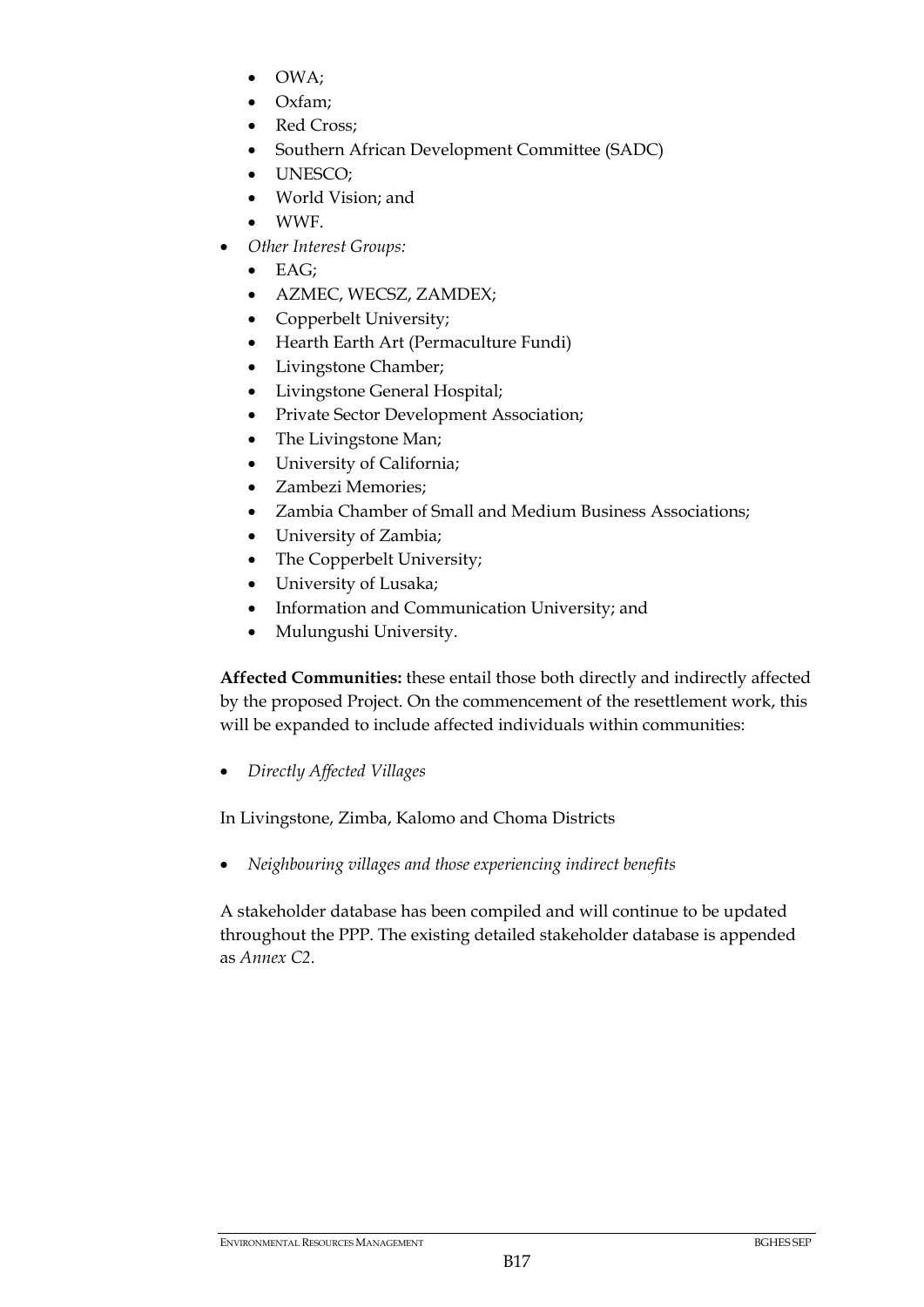- OWA;
- Oxfam;
- Red Cross;
- Southern African Development Committee (SADC)
- UNESCO;
- World Vision; and
- WWF.
- *Other Interest Groups:*
  - EAG;
  - AZMEC, WECSZ, ZAMDEX;
  - Copperbelt University;
  - Hearth Earth Art (Permaculture Fundi)
  - Livingstone Chamber;
  - Livingstone General Hospital;
  - Private Sector Development Association;
  - The Livingstone Man;
  - University of California;
  - Zambezi Memories;
  - Zambia Chamber of Small and Medium Business Associations;
  - University of Zambia;
  - The Copperbelt University;
  - University of Lusaka;
  - Information and Communication University; and
  - Mulungushi University.

**Affected Communities:** these entail those both directly and indirectly affected by the proposed Project. On the commencement of the resettlement work, this will be expanded to include affected individuals within communities:

- *Directly Affected Villages*

In Livingstone, Zimba, Kalomo and Choma Districts

- *Neighbouring villages and those experiencing indirect benefits*

A stakeholder database has been compiled and will continue to be updated throughout the PPP. The existing detailed stakeholder database is appended as *Annex C2*.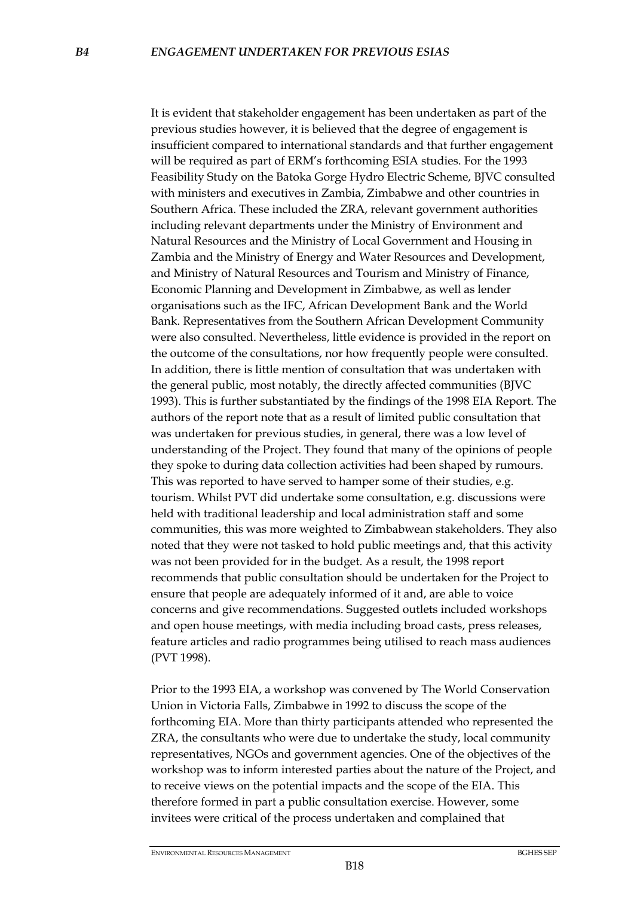### *B4 ENGAGEMENT UNDERTAKEN FOR PREVIOUS ESIAS*

It is evident that stakeholder engagement has been undertaken as part of the previous studies however, it is believed that the degree of engagement is insufficient compared to international standards and that further engagement will be required as part of ERM's forthcoming ESIA studies. For the 1993 Feasibility Study on the Batoka Gorge Hydro Electric Scheme, BJVC consulted with ministers and executives in Zambia, Zimbabwe and other countries in Southern Africa. These included the ZRA, relevant government authorities including relevant departments under the Ministry of Environment and Natural Resources and the Ministry of Local Government and Housing in Zambia and the Ministry of Energy and Water Resources and Development, and Ministry of Natural Resources and Tourism and Ministry of Finance, Economic Planning and Development in Zimbabwe, as well as lender organisations such as the IFC, African Development Bank and the World Bank. Representatives from the Southern African Development Community were also consulted. Nevertheless, little evidence is provided in the report on the outcome of the consultations, nor how frequently people were consulted. In addition, there is little mention of consultation that was undertaken with the general public, most notably, the directly affected communities (BJVC 1993). This is further substantiated by the findings of the 1998 EIA Report. The authors of the report note that as a result of limited public consultation that was undertaken for previous studies, in general, there was a low level of understanding of the Project. They found that many of the opinions of people they spoke to during data collection activities had been shaped by rumours. This was reported to have served to hamper some of their studies, e.g. tourism. Whilst PVT did undertake some consultation, e.g. discussions were held with traditional leadership and local administration staff and some communities, this was more weighted to Zimbabwean stakeholders. They also noted that they were not tasked to hold public meetings and, that this activity was not been provided for in the budget. As a result, the 1998 report recommends that public consultation should be undertaken for the Project to ensure that people are adequately informed of it and, are able to voice concerns and give recommendations. Suggested outlets included workshops and open house meetings, with media including broad casts, press releases, feature articles and radio programmes being utilised to reach mass audiences (PVT 1998).

Prior to the 1993 EIA, a workshop was convened by The World Conservation Union in Victoria Falls, Zimbabwe in 1992 to discuss the scope of the forthcoming EIA. More than thirty participants attended who represented the ZRA, the consultants who were due to undertake the study, local community representatives, NGOs and government agencies. One of the objectives of the workshop was to inform interested parties about the nature of the Project, and to receive views on the potential impacts and the scope of the EIA. This therefore formed in part a public consultation exercise. However, some invitees were critical of the process undertaken and complained that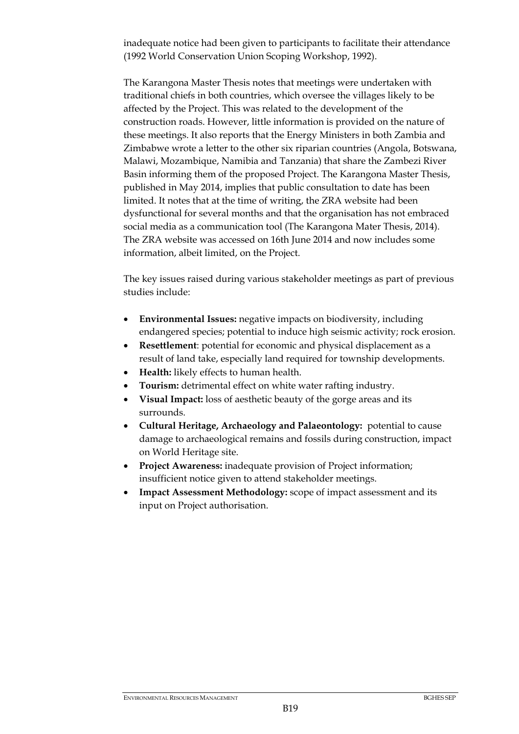inadequate notice had been given to participants to facilitate their attendance (1992 World Conservation Union Scoping Workshop, 1992).

The Karangona Master Thesis notes that meetings were undertaken with traditional chiefs in both countries, which oversee the villages likely to be affected by the Project. This was related to the development of the construction roads. However, little information is provided on the nature of these meetings. It also reports that the Energy Ministers in both Zambia and Zimbabwe wrote a letter to the other six riparian countries (Angola, Botswana, Malawi, Mozambique, Namibia and Tanzania) that share the Zambezi River Basin informing them of the proposed Project. The Karangona Master Thesis, published in May 2014, implies that public consultation to date has been limited. It notes that at the time of writing, the ZRA website had been dysfunctional for several months and that the organisation has not embraced social media as a communication tool (The Karangona Mater Thesis, 2014). The ZRA website was accessed on 16th June 2014 and now includes some information, albeit limited, on the Project.

The key issues raised during various stakeholder meetings as part of previous studies include:

- **Environmental Issues:** negative impacts on biodiversity, including endangered species; potential to induce high seismic activity; rock erosion.
- **Resettlement**: potential for economic and physical displacement as a result of land take, especially land required for township developments.
- **Health:** likely effects to human health.
- **Tourism:** detrimental effect on white water rafting industry.
- **Visual Impact:** loss of aesthetic beauty of the gorge areas and its surrounds.
- **Cultural Heritage, Archaeology and Palaeontology:** potential to cause damage to archaeological remains and fossils during construction, impact on World Heritage site.
- **Project Awareness:** inadequate provision of Project information; insufficient notice given to attend stakeholder meetings.
- **Impact Assessment Methodology:** scope of impact assessment and its input on Project authorisation.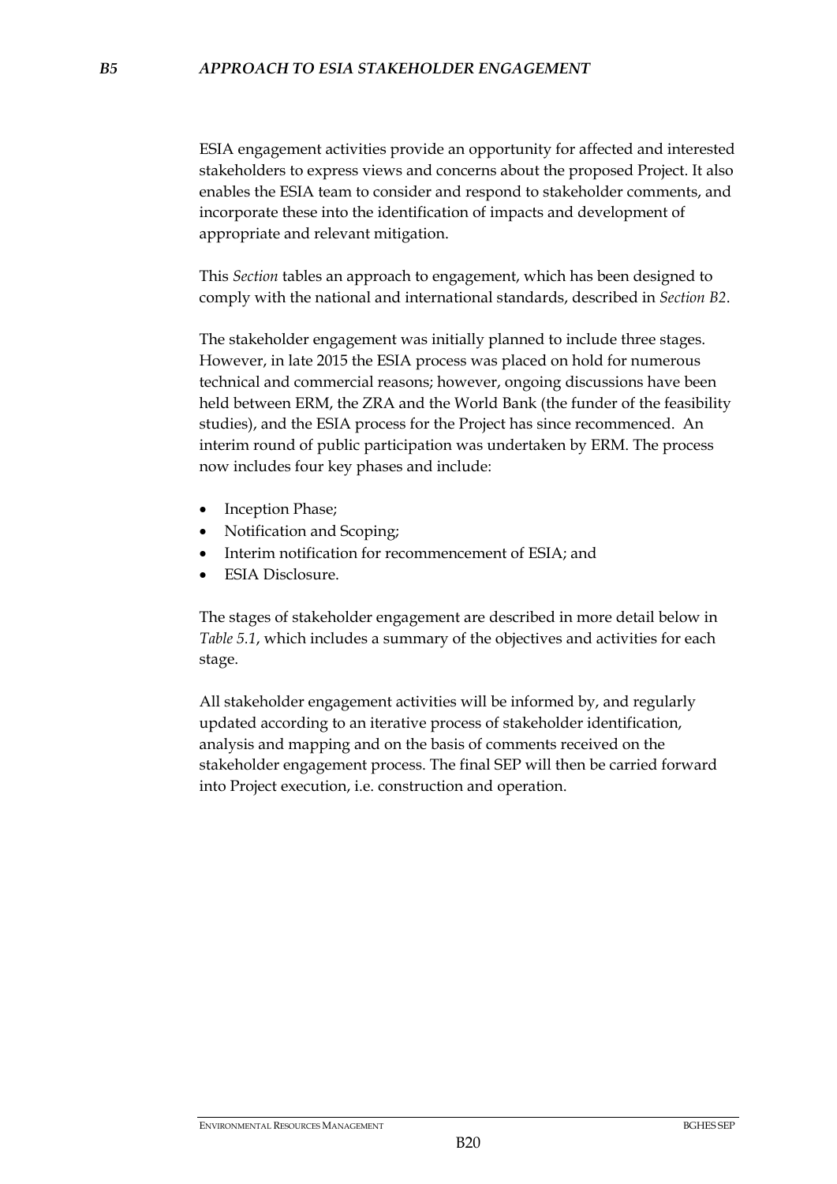## *B5 APPROACH TO ESIA STAKEHOLDER ENGAGEMENT*

ESIA engagement activities provide an opportunity for affected and interested stakeholders to express views and concerns about the proposed Project. It also enables the ESIA team to consider and respond to stakeholder comments, and incorporate these into the identification of impacts and development of appropriate and relevant mitigation.

This *Section* tables an approach to engagement, which has been designed to comply with the national and international standards, described in *Section B2*.

The stakeholder engagement was initially planned to include three stages. However, in late 2015 the ESIA process was placed on hold for numerous technical and commercial reasons; however, ongoing discussions have been held between ERM, the ZRA and the World Bank (the funder of the feasibility studies), and the ESIA process for the Project has since recommenced. An interim round of public participation was undertaken by ERM. The process now includes four key phases and include:

- Inception Phase;
- Notification and Scoping;
- Interim notification for recommencement of ESIA; and
- ESIA Disclosure.

The stages of stakeholder engagement are described in more detail below in *Table 5.1*, which includes a summary of the objectives and activities for each stage.

All stakeholder engagement activities will be informed by, and regularly updated according to an iterative process of stakeholder identification, analysis and mapping and on the basis of comments received on the stakeholder engagement process. The final SEP will then be carried forward into Project execution, i.e. construction and operation.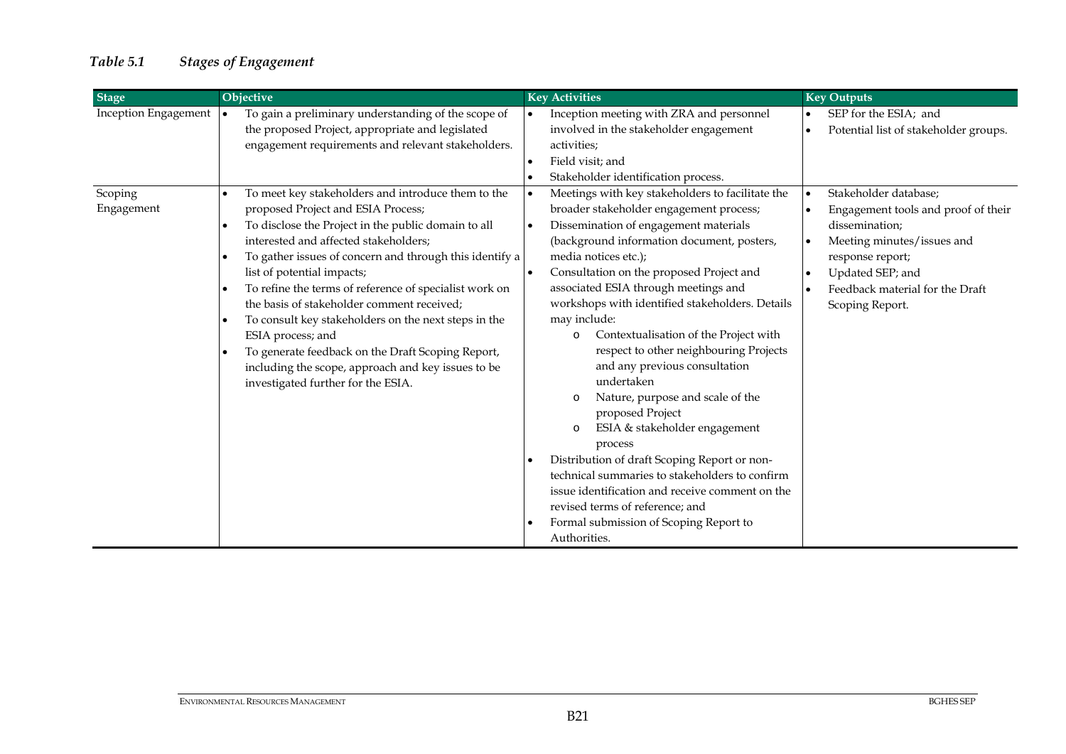*Table 5.1 Stages of Engagement*

| Stage | Objective | Key Activities | Key Outputs |
|---|---|---|---|
| Inception Engagement | • To gain a preliminary understanding of the scope of the proposed Project, appropriate and legislated engagement requirements and relevant stakeholders. | • Inception meeting with ZRA and personnel involved in the stakeholder engagement activities;<br>• Field visit; and<br>• Stakeholder identification process. | • SEP for the ESIA; and<br>• Potential list of stakeholder groups. |
| Scoping Engagement | • To meet key stakeholders and introduce them to the proposed Project and ESIA Process;<br>• To disclose the Project in the public domain to all interested and affected stakeholders;<br>• To gather issues of concern and through this identify a list of potential impacts;<br>• To refine the terms of reference of specialist work on the basis of stakeholder comment received;<br>• To consult key stakeholders on the next steps in the ESIA process; and<br>• To generate feedback on the Draft Scoping Report, including the scope, approach and key issues to be investigated further for the ESIA. | • Meetings with key stakeholders to facilitate the broader stakeholder engagement process;<br>• Dissemination of engagement materials (background information document, posters, media notices etc.);<br>• Consultation on the proposed Project and associated ESIA through meetings and workshops with identified stakeholders. Details may include:<br>o Contextualisation of the Project with respect to other neighbouring Projects and any previous consultation undertaken<br>o Nature, purpose and scale of the proposed Project<br>o ESIA & stakeholder engagement process<br>• Distribution of draft Scoping Report or non-technical summaries to stakeholders to confirm issue identification and receive comment on the revised terms of reference; and<br>• Formal submission of Scoping Report to Authorities. | • Stakeholder database;<br>• Engagement tools and proof of their dissemination;<br>• Meeting minutes/issues and response report;<br>• Updated SEP; and<br>• Feedback material for the Draft Scoping Report. |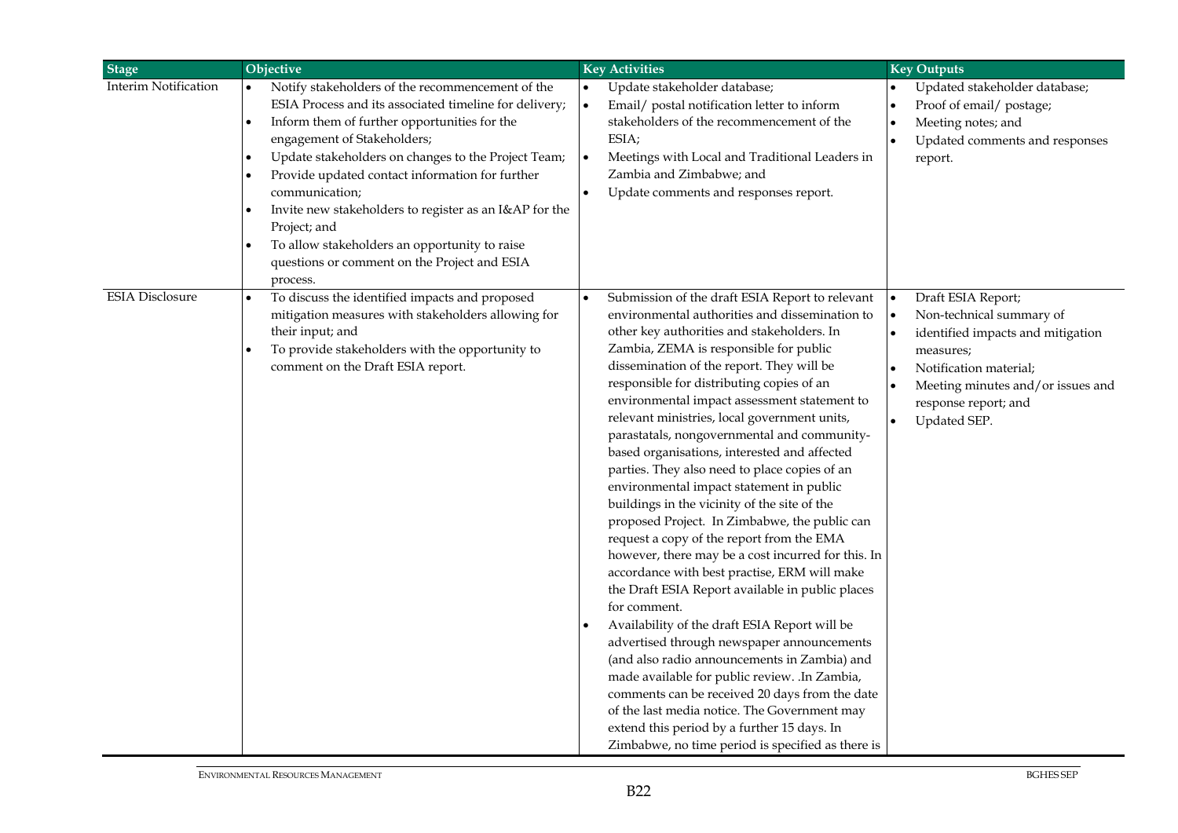| Stage | Objective | Key Activities | Key Outputs |
|---|---|---|---|
| Interim Notification | • Notify stakeholders of the recommencement of the ESIA Process and its associated timeline for delivery;<br>• Inform them of further opportunities for the engagement of Stakeholders;<br>• Update stakeholders on changes to the Project Team;<br>• Provide updated contact information for further communication;<br>• Invite new stakeholders to register as an I&AP for the Project; and<br>• To allow stakeholders an opportunity to raise questions or comment on the Project and ESIA process. | • Update stakeholder database;<br>• Email/ postal notification letter to inform stakeholders of the recommencement of the ESIA;<br>• Meetings with Local and Traditional Leaders in Zambia and Zimbabwe; and<br>• Update comments and responses report. | • Updated stakeholder database;<br>• Proof of email/ postage;<br>• Meeting notes; and<br>• Updated comments and responses report. |
| ESIA Disclosure | • To discuss the identified impacts and proposed mitigation measures with stakeholders allowing for their input; and<br>• To provide stakeholders with the opportunity to comment on the Draft ESIA report. | • Submission of the draft ESIA Report to relevant environmental authorities and dissemination to other key authorities and stakeholders. In Zambia, ZEMA is responsible for public dissemination of the report. They will be responsible for distributing copies of an environmental impact assessment statement to relevant ministries, local government units, parastatals, nongovernmental and community-based organisations, interested and affected parties. They also need to place copies of an environmental impact statement in public buildings in the vicinity of the site of the proposed Project. In Zimbabwe, the public can request a copy of the report from the EMA however, there may be a cost incurred for this. In accordance with best practise, ERM will make the Draft ESIA Report available in public places for comment.<br>• Availability of the draft ESIA Report will be advertised through newspaper announcements (and also radio announcements in Zambia) and made available for public review. .In Zambia, comments can be received 20 days from the date of the last media notice. The Government may extend this period by a further 15 days. In Zimbabwe, no time period is specified as there is | • Draft ESIA Report;<br>• Non-technical summary of<br>• identified impacts and mitigation measures;<br>• Notification material;<br>• Meeting minutes and/or issues and response report; and<br>• Updated SEP. |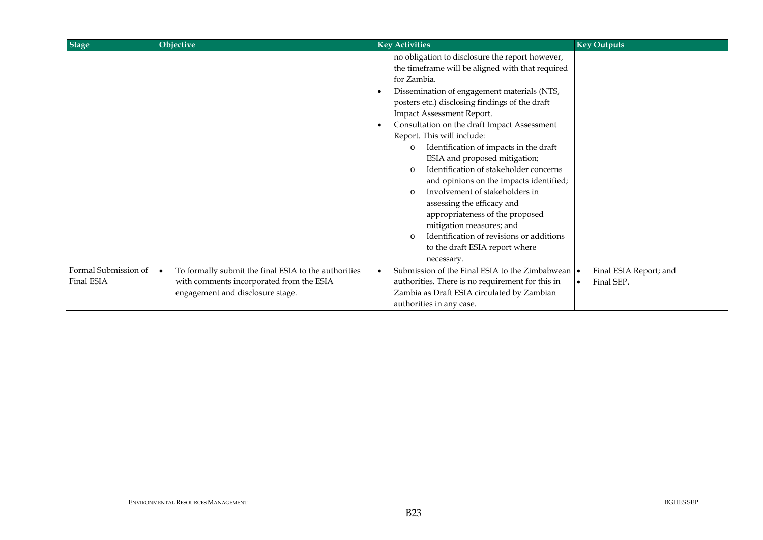| Stage | Objective | Key Activities | Key Outputs |
|---|---|---|---|
| | | no obligation to disclosure the report however, the timeframe will be aligned with that required for Zambia.<br>• Dissemination of engagement materials (NTS, posters etc.) disclosing findings of the draft Impact Assessment Report.<br>• Consultation on the draft Impact Assessment Report. This will include:<br>o Identification of impacts in the draft ESIA and proposed mitigation;<br>o Identification of stakeholder concerns and opinions on the impacts identified;<br>o Involvement of stakeholders in assessing the efficacy and appropriateness of the proposed mitigation measures; and<br>o Identification of revisions or additions to the draft ESIA report where necessary. | |
| Formal Submission of Final ESIA | • To formally submit the final ESIA to the authorities with comments incorporated from the ESIA engagement and disclosure stage. | • Submission of the Final ESIA to the Zimbabwean authorities. There is no requirement for this in Zambia as Draft ESIA circulated by Zambian authorities in any case. | • Final ESIA Report; and<br>• Final SEP. |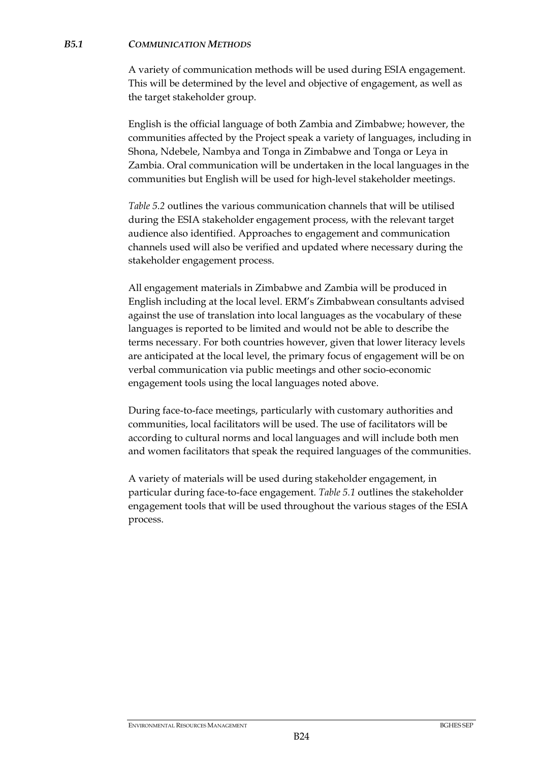### *B5.1 COMMUNICATION METHODS*

A variety of communication methods will be used during ESIA engagement. This will be determined by the level and objective of engagement, as well as the target stakeholder group.

English is the official language of both Zambia and Zimbabwe; however, the communities affected by the Project speak a variety of languages, including in Shona, Ndebele, Nambya and Tonga in Zimbabwe and Tonga or Leya in Zambia. Oral communication will be undertaken in the local languages in the communities but English will be used for high-level stakeholder meetings.

*Table 5.2* outlines the various communication channels that will be utilised during the ESIA stakeholder engagement process, with the relevant target audience also identified. Approaches to engagement and communication channels used will also be verified and updated where necessary during the stakeholder engagement process.

All engagement materials in Zimbabwe and Zambia will be produced in English including at the local level. ERM's Zimbabwean consultants advised against the use of translation into local languages as the vocabulary of these languages is reported to be limited and would not be able to describe the terms necessary. For both countries however, given that lower literacy levels are anticipated at the local level, the primary focus of engagement will be on verbal communication via public meetings and other socio-economic engagement tools using the local languages noted above.

During face-to-face meetings, particularly with customary authorities and communities, local facilitators will be used. The use of facilitators will be according to cultural norms and local languages and will include both men and women facilitators that speak the required languages of the communities.

A variety of materials will be used during stakeholder engagement, in particular during face-to-face engagement. *Table 5.1* outlines the stakeholder engagement tools that will be used throughout the various stages of the ESIA process.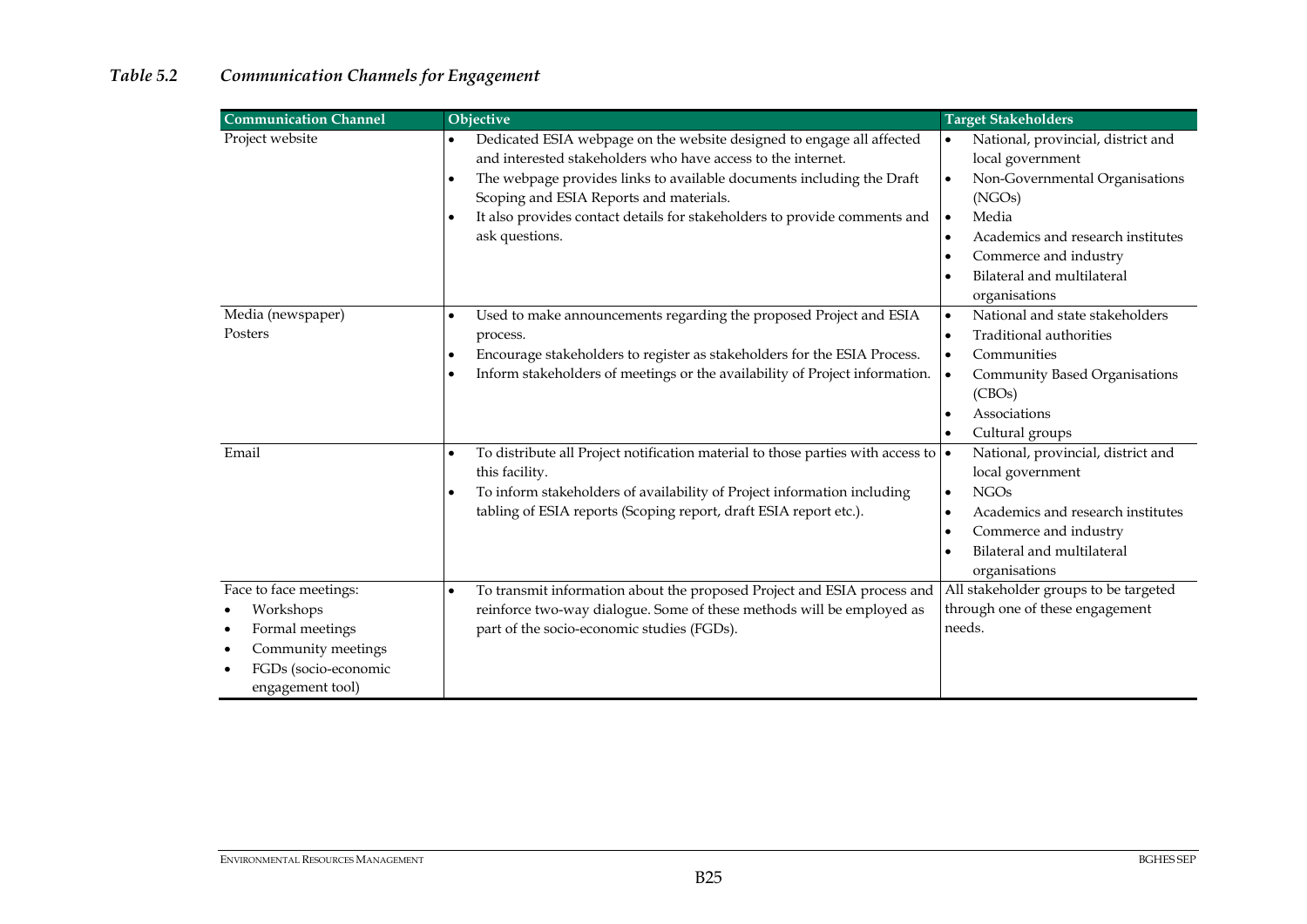*Table 5.2 Communication Channels for Engagement*

| Communication Channel | Objective | Target Stakeholders |
|---|---|---|
| Project website | • Dedicated ESIA webpage on the website designed to engage all affected and interested stakeholders who have access to the internet.<br>• The webpage provides links to available documents including the Draft Scoping and ESIA Reports and materials.<br>• It also provides contact details for stakeholders to provide comments and ask questions. | • National, provincial, district and local government<br>• Non-Governmental Organisations (NGOs)<br>• Media<br>• Academics and research institutes<br>• Commerce and industry<br>• Bilateral and multilateral organisations |
| Media (newspaper)<br>Posters | • Used to make announcements regarding the proposed Project and ESIA process.<br>• Encourage stakeholders to register as stakeholders for the ESIA Process.<br>• Inform stakeholders of meetings or the availability of Project information. | • National and state stakeholders<br>• Traditional authorities<br>• Communities<br>• Community Based Organisations (CBOs)<br>• Associations<br>• Cultural groups |
| Email | • To distribute all Project notification material to those parties with access to this facility.<br>• To inform stakeholders of availability of Project information including tabling of ESIA reports (Scoping report, draft ESIA report etc.). | • National, provincial, district and local government<br>• NGOs<br>• Academics and research institutes<br>• Commerce and industry<br>• Bilateral and multilateral organisations |
| Face to face meetings:<br>• Workshops<br>• Formal meetings<br>• Community meetings<br>• FGDs (socio-economic engagement tool) | • To transmit information about the proposed Project and ESIA process and reinforce two-way dialogue. Some of these methods will be employed as part of the socio-economic studies (FGDs). | All stakeholder groups to be targeted through one of these engagement needs. |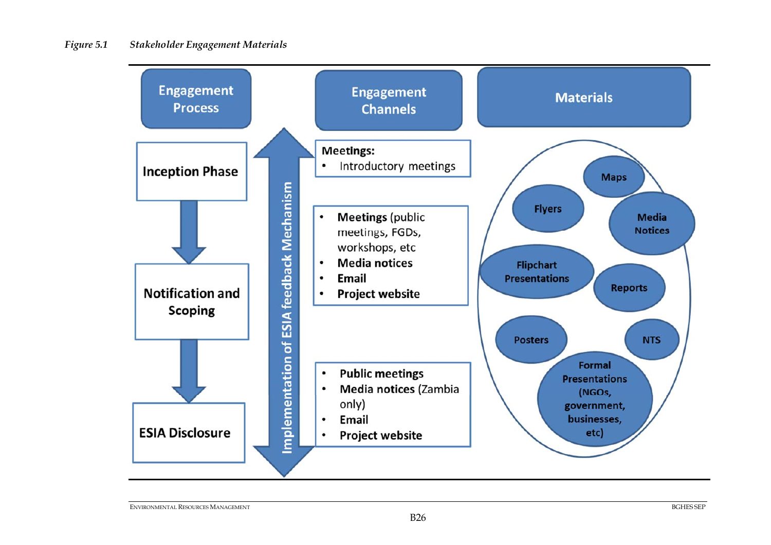*Figure 5.1 Stakeholder Engagement Materials*

| Engagement Process | Engagement Channels | Materials |
|---|---|---|
| Inception Phase | **Meetings:**<br>• Introductory meetings | Maps, Flyers, Media Notices, Flipchart Presentations, Reports, Posters, NTS, Formal Presentations (NGOs, government, businesses, etc) |
| Notification and Scoping | • **Meetings** (public meetings, FGDs, workshops, etc<br>• **Media notices**<br>• **Email**<br>• **Project website** | |
| ESIA Disclosure | • **Public meetings**<br>• **Media notices** (Zambia only)<br>• **Email**<br>• **Project website** | |

Implementation of ESIA feedback Mechanism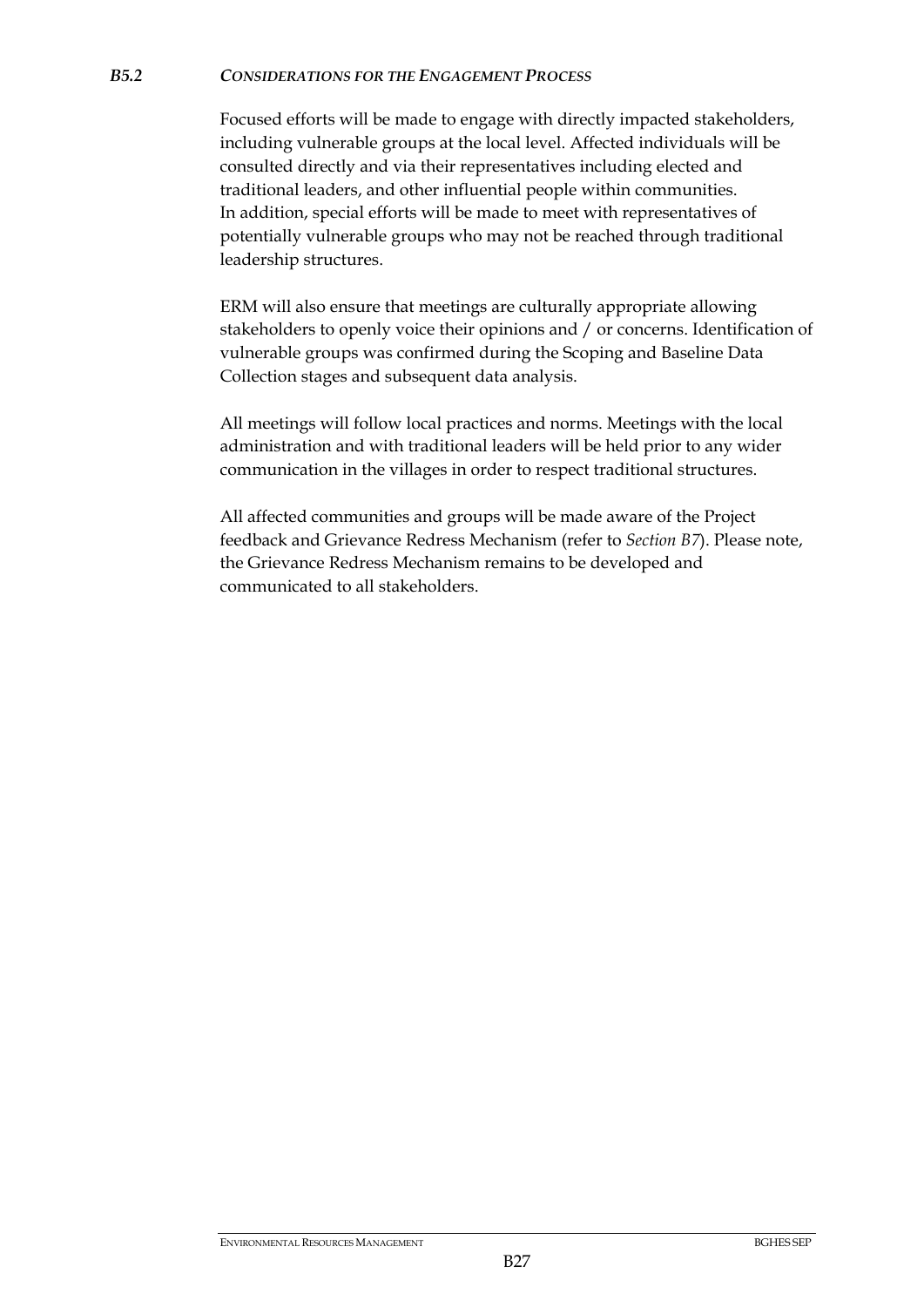### *B5.2 CONSIDERATIONS FOR THE ENGAGEMENT PROCESS*

Focused efforts will be made to engage with directly impacted stakeholders, including vulnerable groups at the local level. Affected individuals will be consulted directly and via their representatives including elected and traditional leaders, and other influential people within communities. In addition, special efforts will be made to meet with representatives of potentially vulnerable groups who may not be reached through traditional leadership structures.

ERM will also ensure that meetings are culturally appropriate allowing stakeholders to openly voice their opinions and / or concerns. Identification of vulnerable groups was confirmed during the Scoping and Baseline Data Collection stages and subsequent data analysis.

All meetings will follow local practices and norms. Meetings with the local administration and with traditional leaders will be held prior to any wider communication in the villages in order to respect traditional structures.

All affected communities and groups will be made aware of the Project feedback and Grievance Redress Mechanism (refer to *Section B7*). Please note, the Grievance Redress Mechanism remains to be developed and communicated to all stakeholders.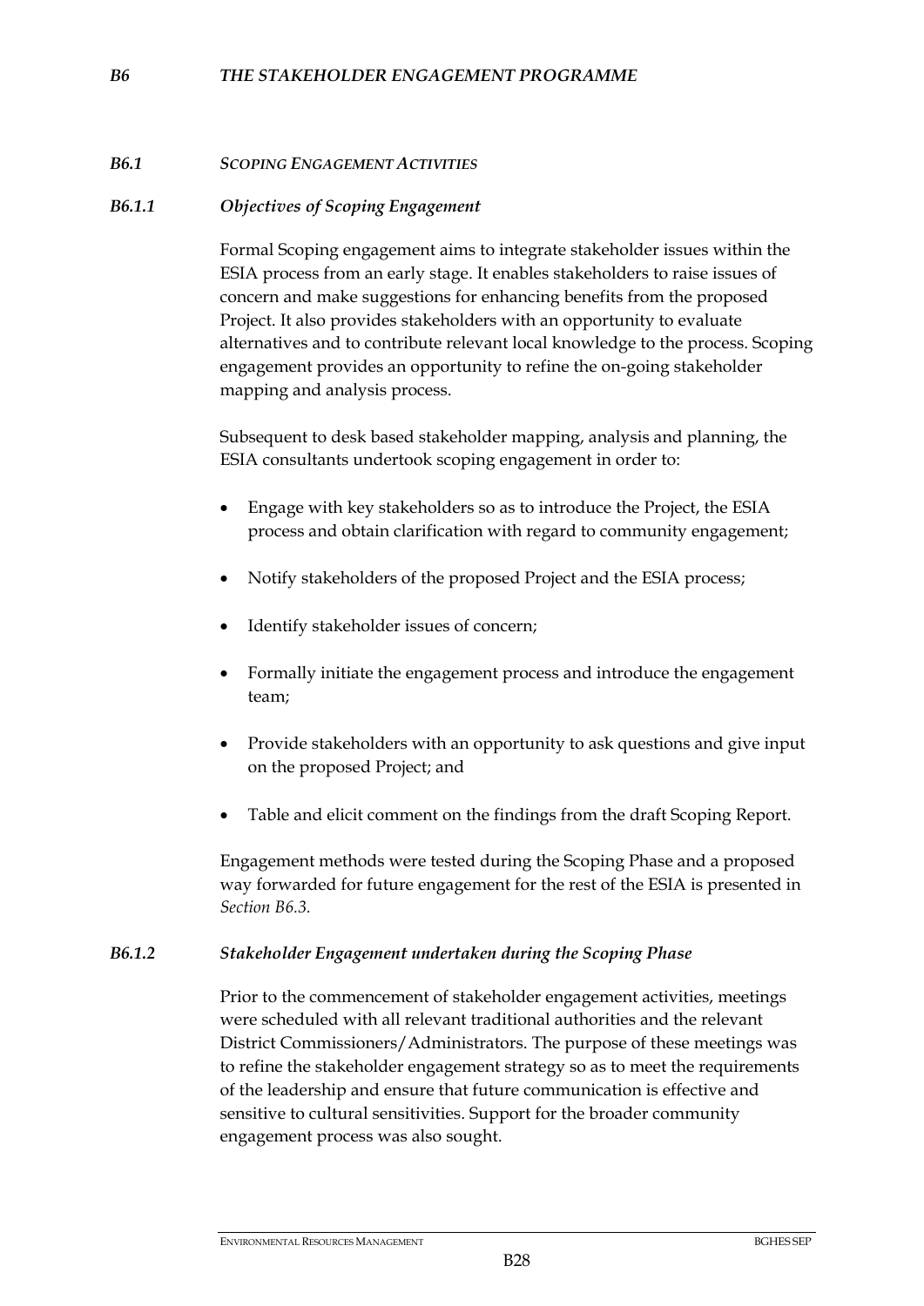## *B6 THE STAKEHOLDER ENGAGEMENT PROGRAMME*

### *B6.1 SCOPING ENGAGEMENT ACTIVITIES*

#### *B6.1.1 Objectives of Scoping Engagement*

Formal Scoping engagement aims to integrate stakeholder issues within the ESIA process from an early stage. It enables stakeholders to raise issues of concern and make suggestions for enhancing benefits from the proposed Project. It also provides stakeholders with an opportunity to evaluate alternatives and to contribute relevant local knowledge to the process. Scoping engagement provides an opportunity to refine the on-going stakeholder mapping and analysis process.

Subsequent to desk based stakeholder mapping, analysis and planning, the ESIA consultants undertook scoping engagement in order to:

- Engage with key stakeholders so as to introduce the Project, the ESIA process and obtain clarification with regard to community engagement;
- Notify stakeholders of the proposed Project and the ESIA process;
- Identify stakeholder issues of concern;
- Formally initiate the engagement process and introduce the engagement team;
- Provide stakeholders with an opportunity to ask questions and give input on the proposed Project; and
- Table and elicit comment on the findings from the draft Scoping Report.

Engagement methods were tested during the Scoping Phase and a proposed way forwarded for future engagement for the rest of the ESIA is presented in *Section B6.3.*

#### *B6.1.2 Stakeholder Engagement undertaken during the Scoping Phase*

Prior to the commencement of stakeholder engagement activities, meetings were scheduled with all relevant traditional authorities and the relevant District Commissioners/Administrators. The purpose of these meetings was to refine the stakeholder engagement strategy so as to meet the requirements of the leadership and ensure that future communication is effective and sensitive to cultural sensitivities. Support for the broader community engagement process was also sought.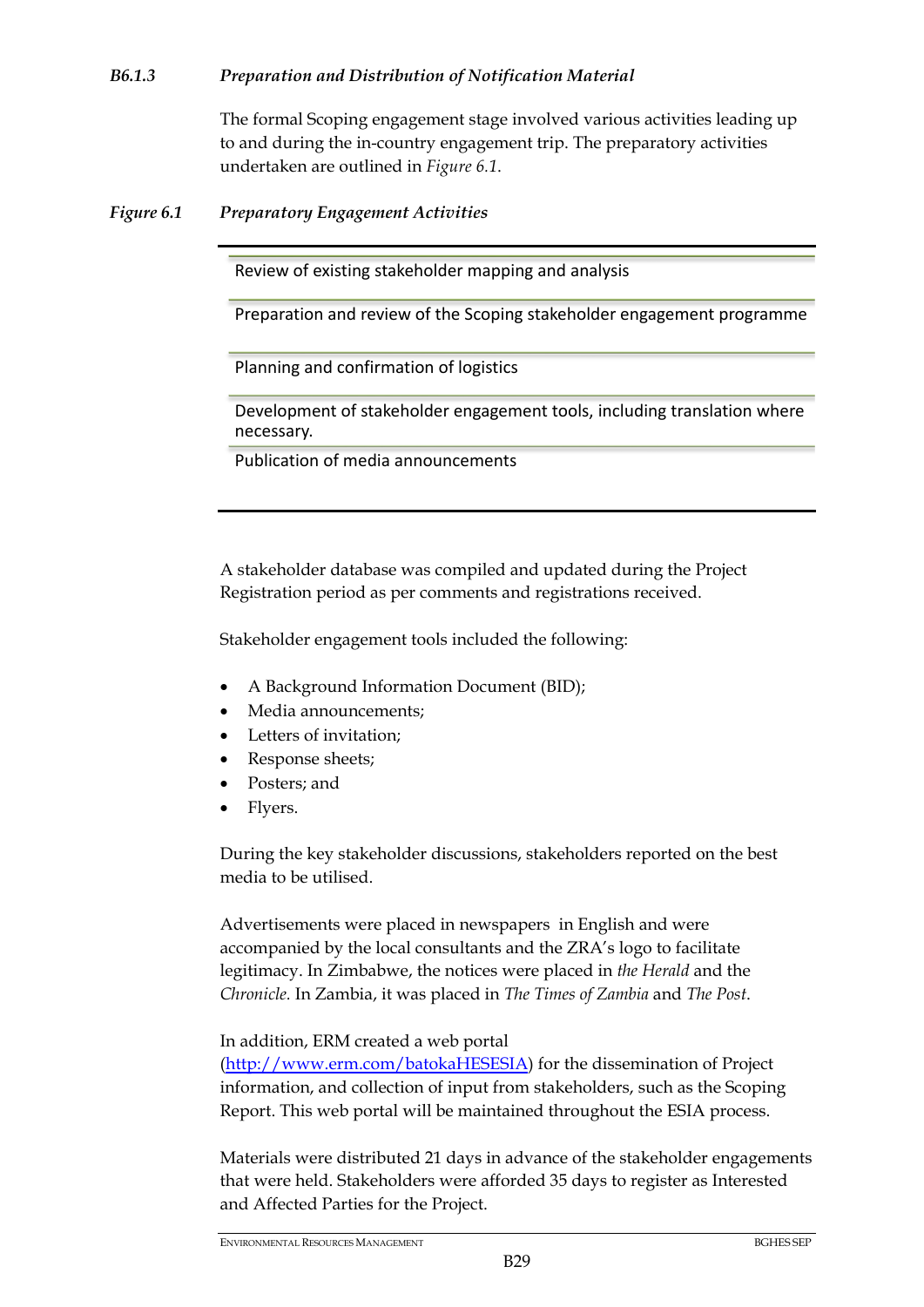### *B6.1.3 Preparation and Distribution of Notification Material*

The formal Scoping engagement stage involved various activities leading up to and during the in-country engagement trip. The preparatory activities undertaken are outlined in *Figure 6.1.*

***Figure 6.1 Preparatory Engagement Activities***

| |
|---|
| Review of existing stakeholder mapping and analysis |
| Preparation and review of the Scoping stakeholder engagement programme |
| Planning and confirmation of logistics |
| Development of stakeholder engagement tools, including translation where necessary. |
| Publication of media announcements |

A stakeholder database was compiled and updated during the Project Registration period as per comments and registrations received.

Stakeholder engagement tools included the following:

- A Background Information Document (BID);
- Media announcements;
- Letters of invitation;
- Response sheets;
- Posters; and
- Flyers.

During the key stakeholder discussions, stakeholders reported on the best media to be utilised.

Advertisements were placed in newspapers in English and were accompanied by the local consultants and the ZRA's logo to facilitate legitimacy. In Zimbabwe, the notices were placed in *the Herald* and the *Chronicle.* In Zambia, it was placed in *The Times of Zambia* and *The Post*.

In addition, ERM created a web portal (http://www.erm.com/batokaHESESIA) for the dissemination of Project information, and collection of input from stakeholders, such as the Scoping Report. This web portal will be maintained throughout the ESIA process.

Materials were distributed 21 days in advance of the stakeholder engagements that were held. Stakeholders were afforded 35 days to register as Interested and Affected Parties for the Project.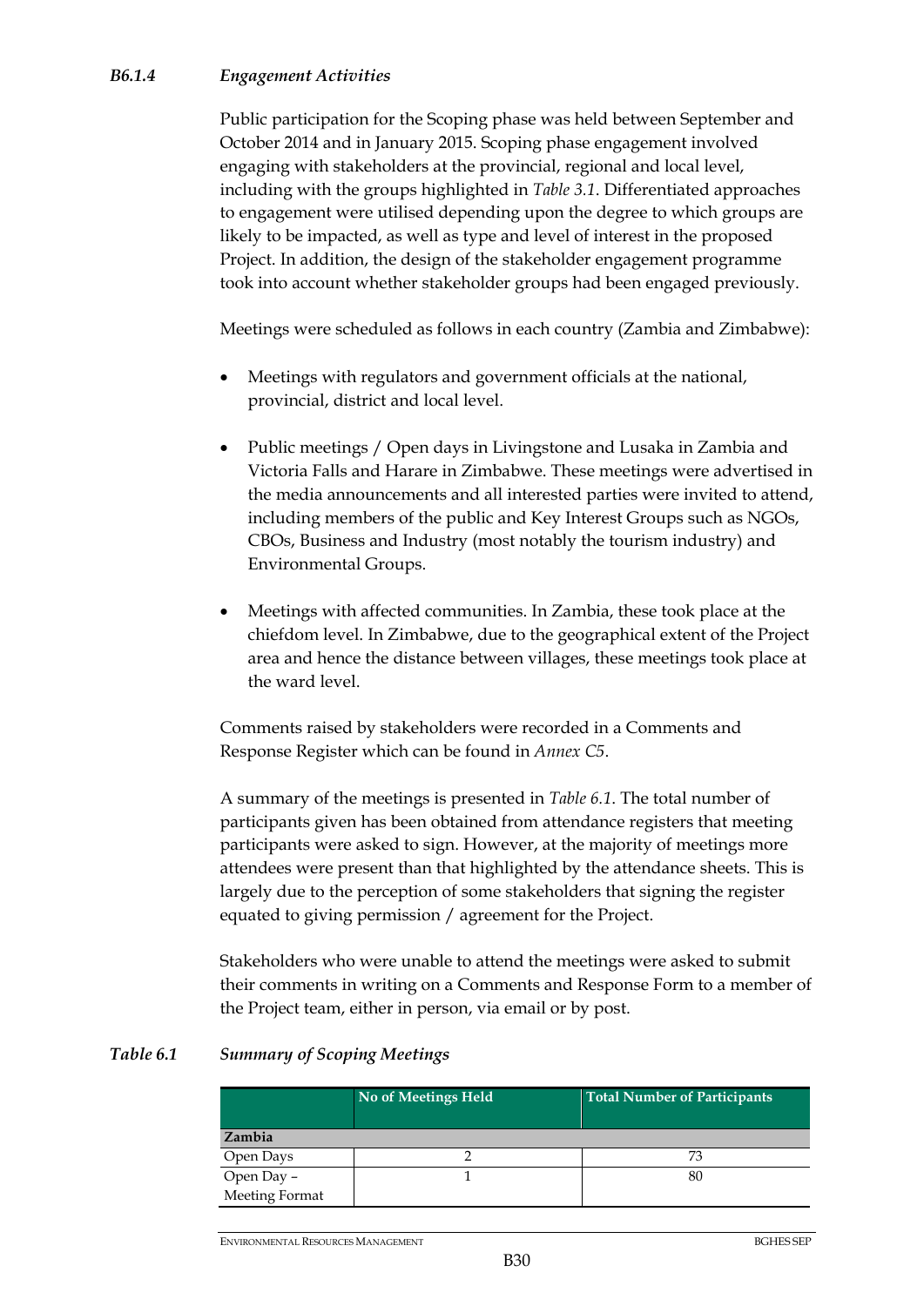### *B6.1.4 Engagement Activities*

Public participation for the Scoping phase was held between September and October 2014 and in January 2015. Scoping phase engagement involved engaging with stakeholders at the provincial, regional and local level, including with the groups highlighted in *Table 3.1*. Differentiated approaches to engagement were utilised depending upon the degree to which groups are likely to be impacted, as well as type and level of interest in the proposed Project. In addition, the design of the stakeholder engagement programme took into account whether stakeholder groups had been engaged previously.

Meetings were scheduled as follows in each country (Zambia and Zimbabwe):

- Meetings with regulators and government officials at the national, provincial, district and local level.
- Public meetings / Open days in Livingstone and Lusaka in Zambia and Victoria Falls and Harare in Zimbabwe. These meetings were advertised in the media announcements and all interested parties were invited to attend, including members of the public and Key Interest Groups such as NGOs, CBOs, Business and Industry (most notably the tourism industry) and Environmental Groups.
- Meetings with affected communities. In Zambia, these took place at the chiefdom level. In Zimbabwe, due to the geographical extent of the Project area and hence the distance between villages, these meetings took place at the ward level.

Comments raised by stakeholders were recorded in a Comments and Response Register which can be found in *Annex C5*.

A summary of the meetings is presented in *Table 6.1*. The total number of participants given has been obtained from attendance registers that meeting participants were asked to sign. However, at the majority of meetings more attendees were present than that highlighted by the attendance sheets. This is largely due to the perception of some stakeholders that signing the register equated to giving permission / agreement for the Project.

Stakeholders who were unable to attend the meetings were asked to submit their comments in writing on a Comments and Response Form to a member of the Project team, either in person, via email or by post.

*Table 6.1 Summary of Scoping Meetings*

| | No of Meetings Held | Total Number of Participants |
|---|---|---|
| **Zambia** | | |
| Open Days | 2 | 73 |
| Open Day – Meeting Format | 1 | 80 |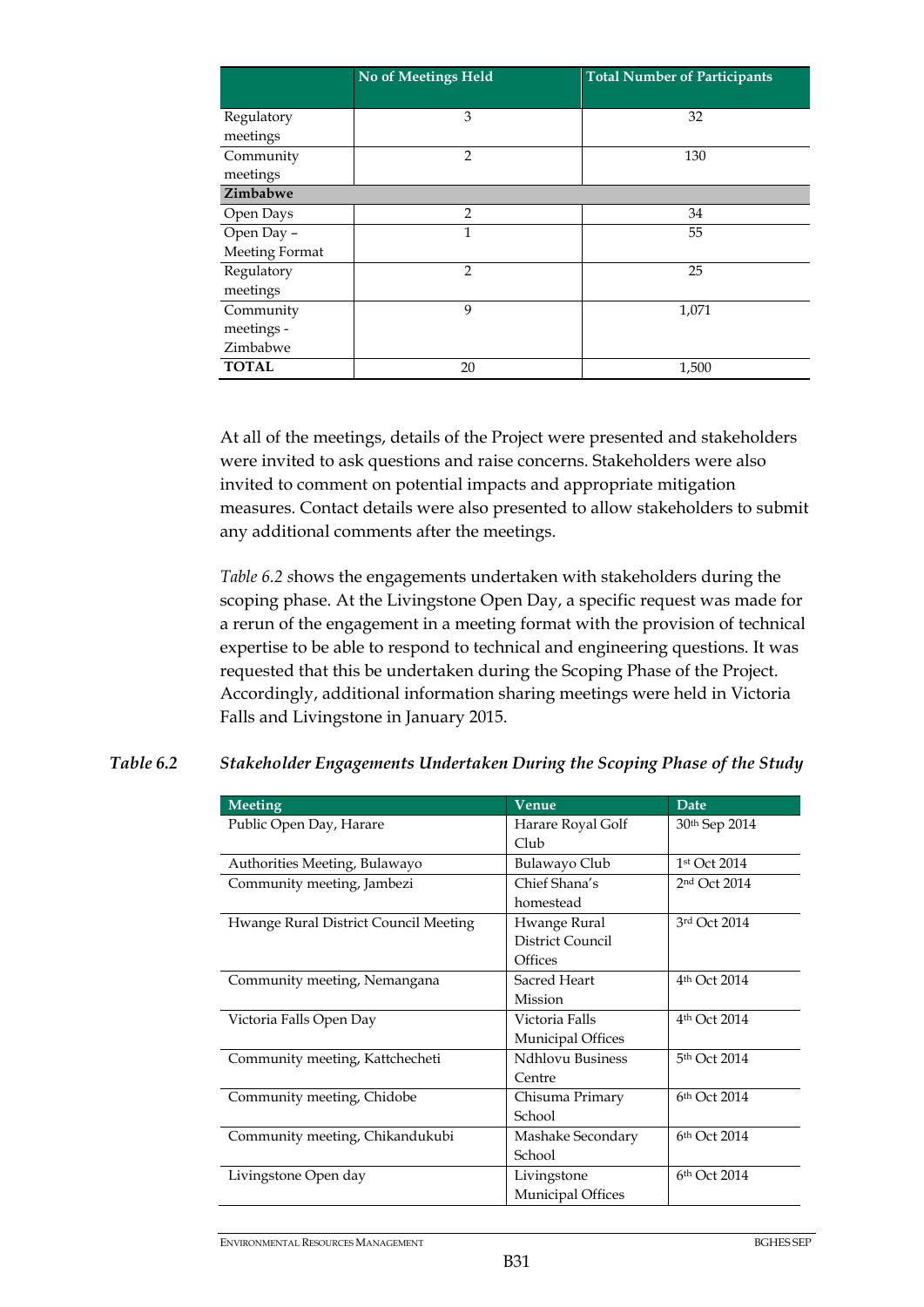| | No of Meetings Held | Total Number of Participants |
|---|---|---|
| Regulatory meetings | 3 | 32 |
| Community meetings | 2 | 130 |
| **Zimbabwe** | | |
| Open Days | 2 | 34 |
| Open Day – Meeting Format | 1 | 55 |
| Regulatory meetings | 2 | 25 |
| Community meetings - Zimbabwe | 9 | 1,071 |
| **TOTAL** | 20 | 1,500 |

At all of the meetings, details of the Project were presented and stakeholders were invited to ask questions and raise concerns. Stakeholders were also invited to comment on potential impacts and appropriate mitigation measures. Contact details were also presented to allow stakeholders to submit any additional comments after the meetings.

*Table 6.2* shows the engagements undertaken with stakeholders during the scoping phase. At the Livingstone Open Day, a specific request was made for a rerun of the engagement in a meeting format with the provision of technical expertise to be able to respond to technical and engineering questions. It was requested that this be undertaken during the Scoping Phase of the Project. Accordingly, additional information sharing meetings were held in Victoria Falls and Livingstone in January 2015.

***Table 6.2 Stakeholder Engagements Undertaken During the Scoping Phase of the Study***

| Meeting | Venue | Date |
|---|---|---|
| Public Open Day, Harare | Harare Royal Golf Club | 30th Sep 2014 |
| Authorities Meeting, Bulawayo | Bulawayo Club | 1st Oct 2014 |
| Community meeting, Jambezi | Chief Shana's homestead | 2nd Oct 2014 |
| Hwange Rural District Council Meeting | Hwange Rural District Council Offices | 3rd Oct 2014 |
| Community meeting, Nemangana | Sacred Heart Mission | 4th Oct 2014 |
| Victoria Falls Open Day | Victoria Falls Municipal Offices | 4th Oct 2014 |
| Community meeting, Kattchecheti | Ndhlovu Business Centre | 5th Oct 2014 |
| Community meeting, Chidobe | Chisuma Primary School | 6th Oct 2014 |
| Community meeting, Chikandukubi | Mashake Secondary School | 6th Oct 2014 |
| Livingstone Open day | Livingstone Municipal Offices | 6th Oct 2014 |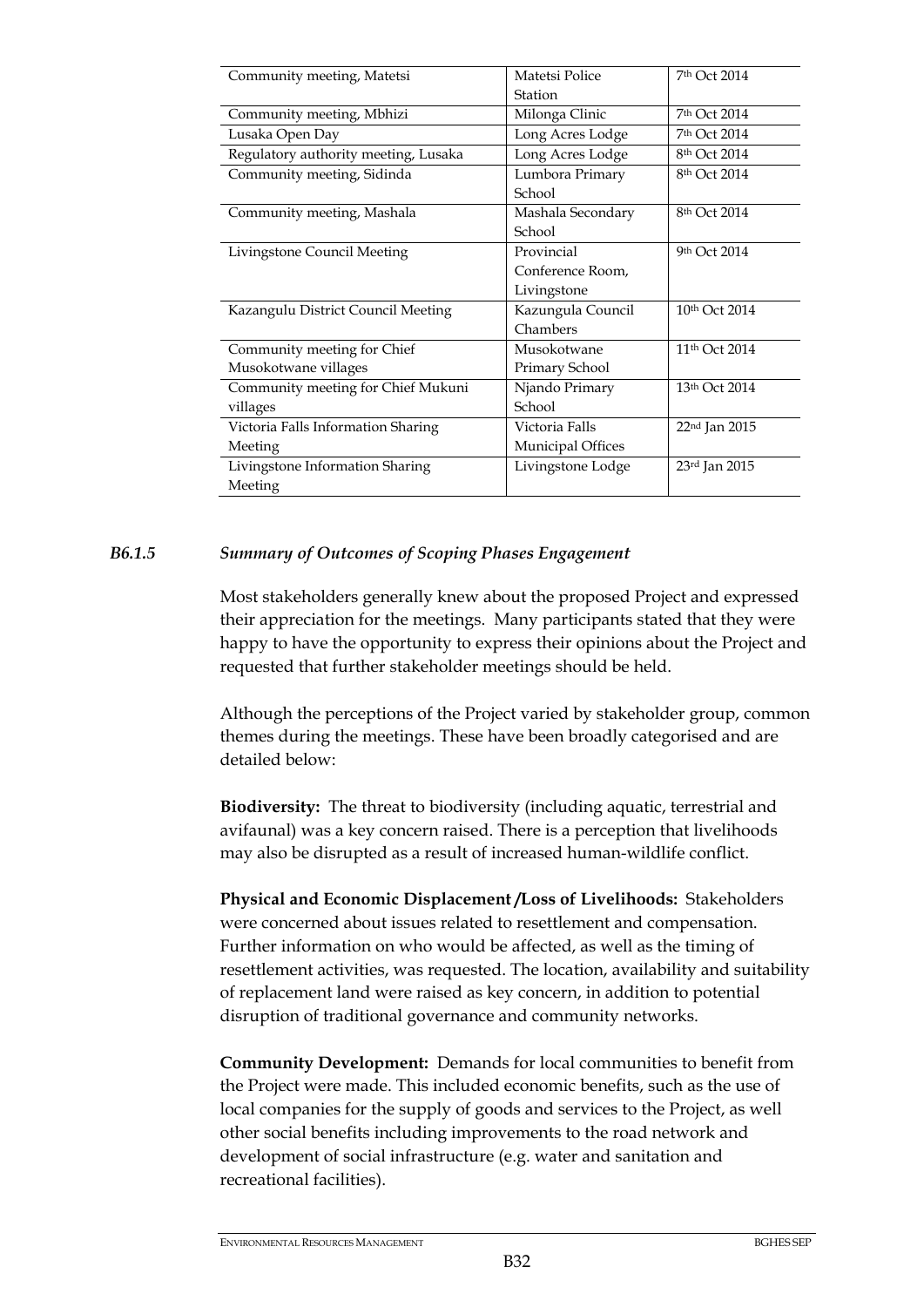| Community meeting, Matetsi | Matetsi Police Station | 7th Oct 2014 |
|---|---|---|
| Community meeting, Mbhizi | Milonga Clinic | 7th Oct 2014 |
| Lusaka Open Day | Long Acres Lodge | 7th Oct 2014 |
| Regulatory authority meeting, Lusaka | Long Acres Lodge | 8th Oct 2014 |
| Community meeting, Sidinda | Lumbora Primary School | 8th Oct 2014 |
| Community meeting, Mashala | Mashala Secondary School | 8th Oct 2014 |
| Livingstone Council Meeting | Provincial Conference Room, Livingstone | 9th Oct 2014 |
| Kazangulu District Council Meeting | Kazungula Council Chambers | 10th Oct 2014 |
| Community meeting for Chief Musokotwane villages | Musokotwane Primary School | 11th Oct 2014 |
| Community meeting for Chief Mukuni villages | Njando Primary School | 13th Oct 2014 |
| Victoria Falls Information Sharing Meeting | Victoria Falls Municipal Offices | 22nd Jan 2015 |
| Livingstone Information Sharing Meeting | Livingstone Lodge | 23rd Jan 2015 |

### *B6.1.5 Summary of Outcomes of Scoping Phases Engagement*

Most stakeholders generally knew about the proposed Project and expressed their appreciation for the meetings. Many participants stated that they were happy to have the opportunity to express their opinions about the Project and requested that further stakeholder meetings should be held.

Although the perceptions of the Project varied by stakeholder group, common themes during the meetings. These have been broadly categorised and are detailed below:

**Biodiversity:** The threat to biodiversity (including aquatic, terrestrial and avifaunal) was a key concern raised. There is a perception that livelihoods may also be disrupted as a result of increased human-wildlife conflict.

**Physical and Economic Displacement /Loss of Livelihoods:** Stakeholders were concerned about issues related to resettlement and compensation. Further information on who would be affected, as well as the timing of resettlement activities, was requested. The location, availability and suitability of replacement land were raised as key concern, in addition to potential disruption of traditional governance and community networks.

**Community Development:** Demands for local communities to benefit from the Project were made. This included economic benefits, such as the use of local companies for the supply of goods and services to the Project, as well other social benefits including improvements to the road network and development of social infrastructure (e.g. water and sanitation and recreational facilities).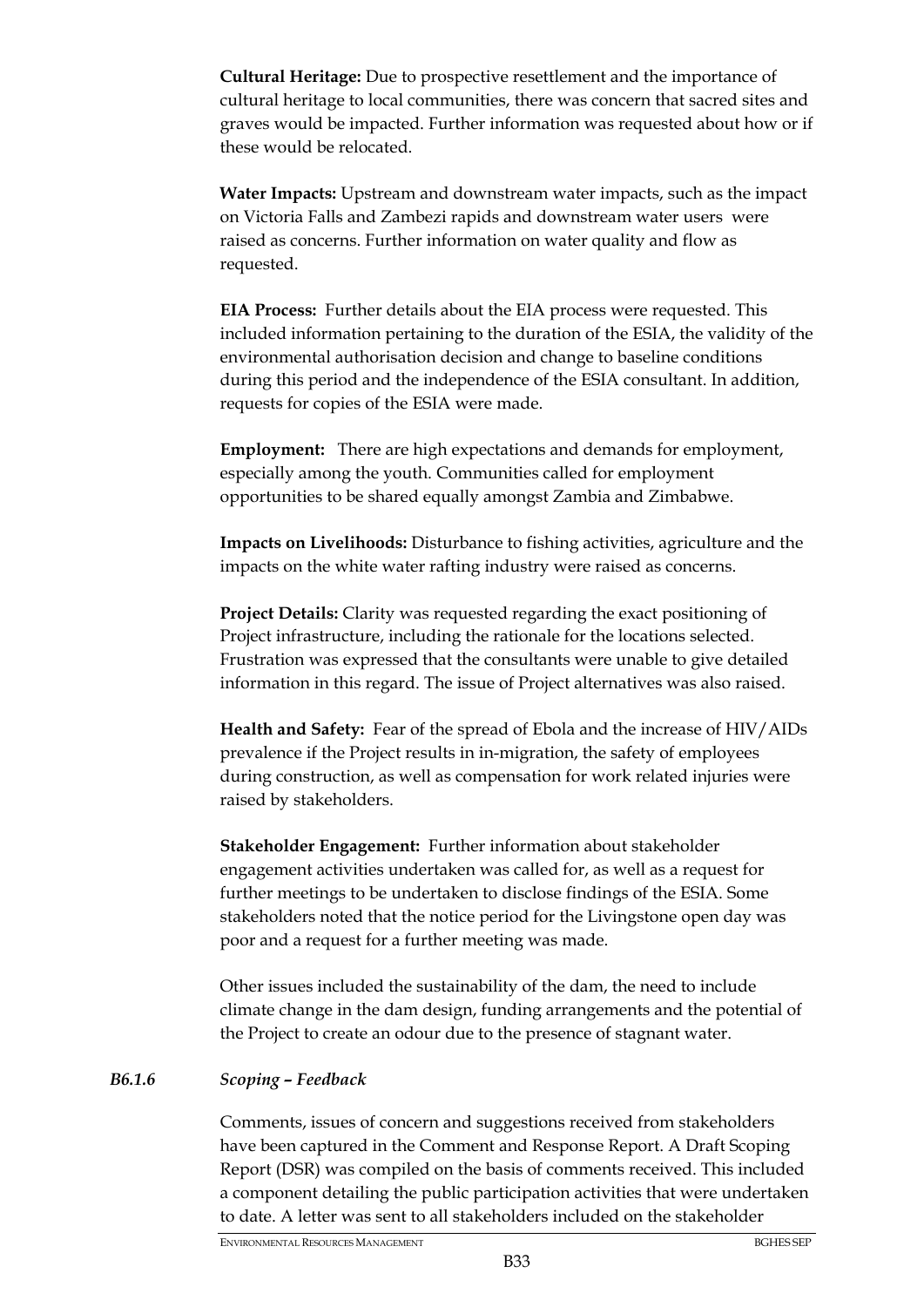**Cultural Heritage:** Due to prospective resettlement and the importance of cultural heritage to local communities, there was concern that sacred sites and graves would be impacted. Further information was requested about how or if these would be relocated.

**Water Impacts:** Upstream and downstream water impacts, such as the impact on Victoria Falls and Zambezi rapids and downstream water users were raised as concerns. Further information on water quality and flow as requested.

**EIA Process:** Further details about the EIA process were requested. This included information pertaining to the duration of the ESIA, the validity of the environmental authorisation decision and change to baseline conditions during this period and the independence of the ESIA consultant. In addition, requests for copies of the ESIA were made.

**Employment:** There are high expectations and demands for employment, especially among the youth. Communities called for employment opportunities to be shared equally amongst Zambia and Zimbabwe.

**Impacts on Livelihoods:** Disturbance to fishing activities, agriculture and the impacts on the white water rafting industry were raised as concerns.

**Project Details:** Clarity was requested regarding the exact positioning of Project infrastructure, including the rationale for the locations selected. Frustration was expressed that the consultants were unable to give detailed information in this regard. The issue of Project alternatives was also raised.

**Health and Safety:** Fear of the spread of Ebola and the increase of HIV/AIDs prevalence if the Project results in in-migration, the safety of employees during construction, as well as compensation for work related injuries were raised by stakeholders.

**Stakeholder Engagement:** Further information about stakeholder engagement activities undertaken was called for, as well as a request for further meetings to be undertaken to disclose findings of the ESIA. Some stakeholders noted that the notice period for the Livingstone open day was poor and a request for a further meeting was made.

Other issues included the sustainability of the dam, the need to include climate change in the dam design, funding arrangements and the potential of the Project to create an odour due to the presence of stagnant water.

### *B6.1.6 Scoping – Feedback*

Comments, issues of concern and suggestions received from stakeholders have been captured in the Comment and Response Report. A Draft Scoping Report (DSR) was compiled on the basis of comments received. This included a component detailing the public participation activities that were undertaken to date. A letter was sent to all stakeholders included on the stakeholder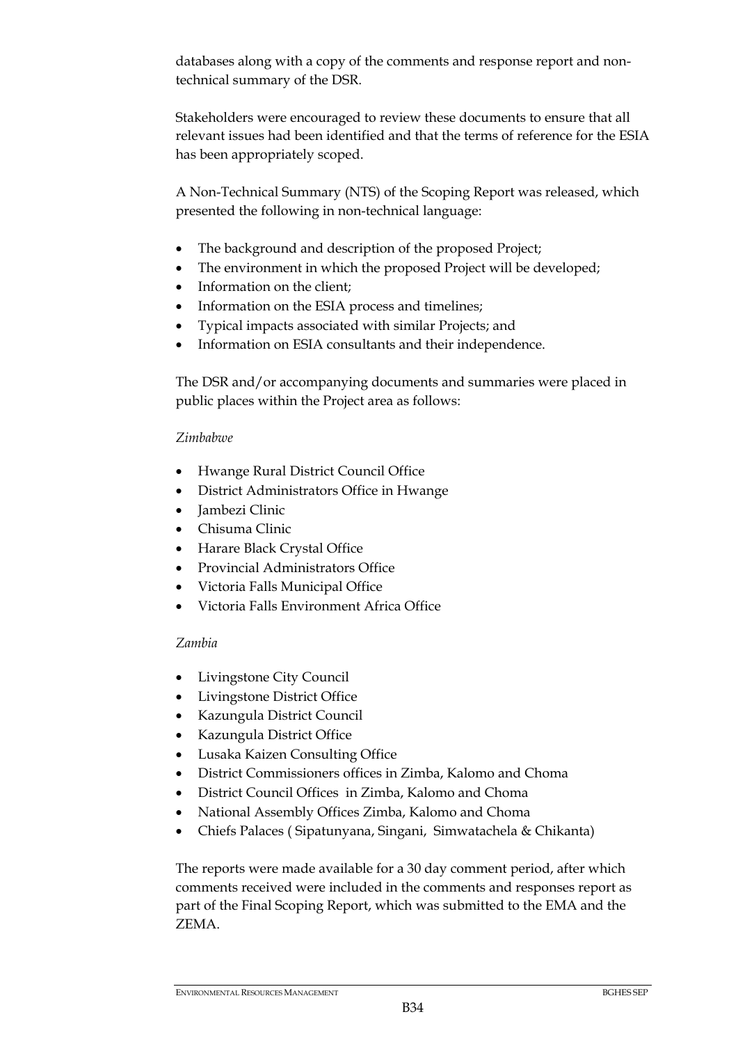databases along with a copy of the comments and response report and non-technical summary of the DSR.

Stakeholders were encouraged to review these documents to ensure that all relevant issues had been identified and that the terms of reference for the ESIA has been appropriately scoped.

A Non-Technical Summary (NTS) of the Scoping Report was released, which presented the following in non-technical language:

- The background and description of the proposed Project;
- The environment in which the proposed Project will be developed;
- Information on the client;
- Information on the ESIA process and timelines;
- Typical impacts associated with similar Projects; and
- Information on ESIA consultants and their independence.

The DSR and/or accompanying documents and summaries were placed in public places within the Project area as follows:

*Zimbabwe*

- Hwange Rural District Council Office
- District Administrators Office in Hwange
- Jambezi Clinic
- Chisuma Clinic
- Harare Black Crystal Office
- Provincial Administrators Office
- Victoria Falls Municipal Office
- Victoria Falls Environment Africa Office

*Zambia*

- Livingstone City Council
- Livingstone District Office
- Kazungula District Council
- Kazungula District Office
- Lusaka Kaizen Consulting Office
- District Commissioners offices in Zimba, Kalomo and Choma
- District Council Offices in Zimba, Kalomo and Choma
- National Assembly Offices Zimba, Kalomo and Choma
- Chiefs Palaces ( Sipatunyana, Singani, Simwatachela & Chikanta)

The reports were made available for a 30 day comment period, after which comments received were included in the comments and responses report as part of the Final Scoping Report, which was submitted to the EMA and the ZEMA.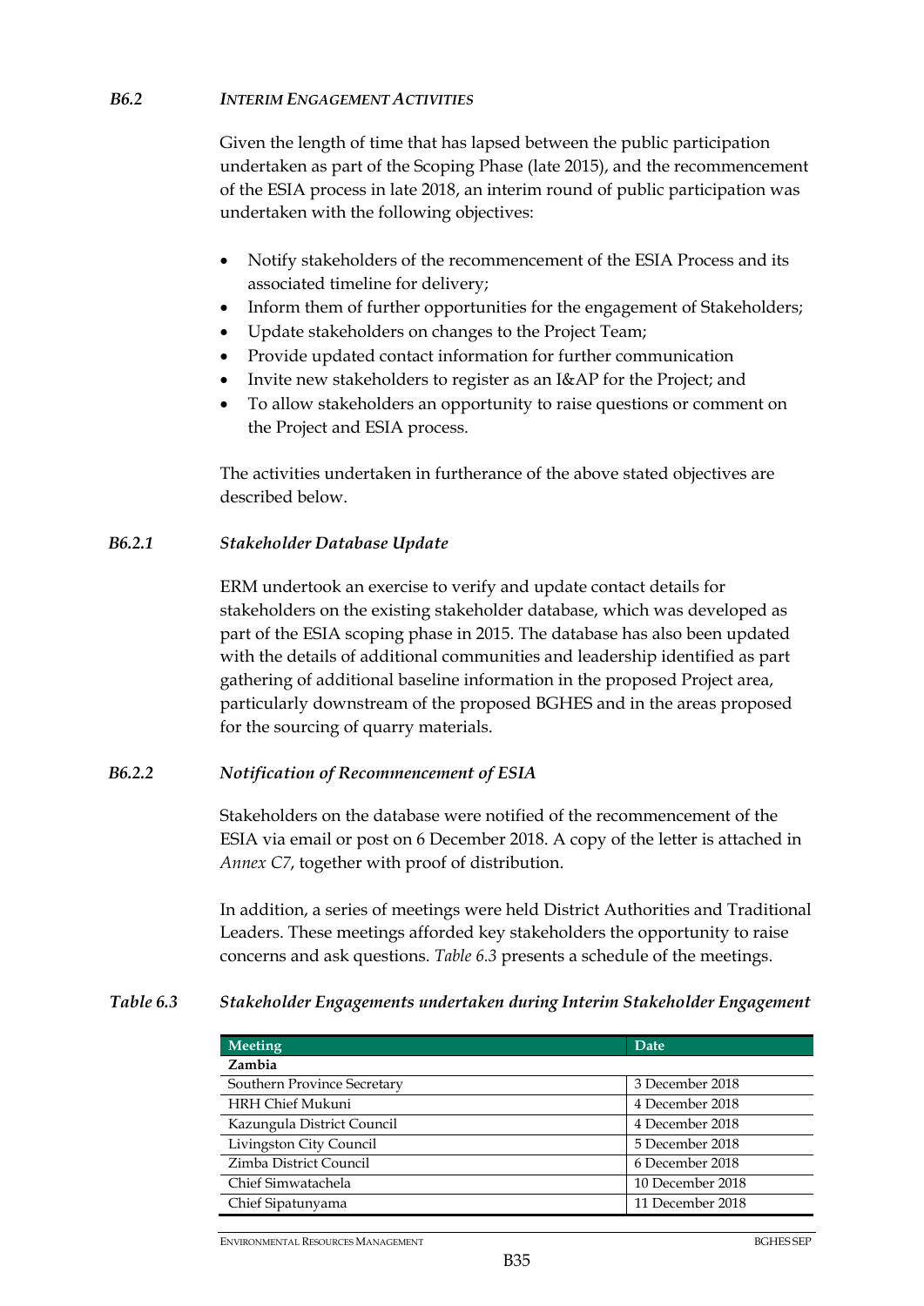### *B6.2 INTERIM ENGAGEMENT ACTIVITIES*

Given the length of time that has lapsed between the public participation undertaken as part of the Scoping Phase (late 2015), and the recommencement of the ESIA process in late 2018, an interim round of public participation was undertaken with the following objectives:

- Notify stakeholders of the recommencement of the ESIA Process and its associated timeline for delivery;
- Inform them of further opportunities for the engagement of Stakeholders;
- Update stakeholders on changes to the Project Team;
- Provide updated contact information for further communication
- Invite new stakeholders to register as an I&AP for the Project; and
- To allow stakeholders an opportunity to raise questions or comment on the Project and ESIA process.

The activities undertaken in furtherance of the above stated objectives are described below.

#### *B6.2.1 Stakeholder Database Update*

ERM undertook an exercise to verify and update contact details for stakeholders on the existing stakeholder database, which was developed as part of the ESIA scoping phase in 2015. The database has also been updated with the details of additional communities and leadership identified as part gathering of additional baseline information in the proposed Project area, particularly downstream of the proposed BGHES and in the areas proposed for the sourcing of quarry materials.

#### *B6.2.2 Notification of Recommencement of ESIA*

Stakeholders on the database were notified of the recommencement of the ESIA via email or post on 6 December 2018. A copy of the letter is attached in *Annex C7*, together with proof of distribution.

In addition, a series of meetings were held District Authorities and Traditional Leaders. These meetings afforded key stakeholders the opportunity to raise concerns and ask questions. *Table 6.3* presents a schedule of the meetings.

*Table 6.3 Stakeholder Engagements undertaken during Interim Stakeholder Engagement*

| Meeting | Date |
|---|---|
| **Zambia** | |
| Southern Province Secretary | 3 December 2018 |
| HRH Chief Mukuni | 4 December 2018 |
| Kazungula District Council | 4 December 2018 |
| Livingston City Council | 5 December 2018 |
| Zimba District Council | 6 December 2018 |
| Chief Simwatachela | 10 December 2018 |
| Chief Sipatunyama | 11 December 2018 |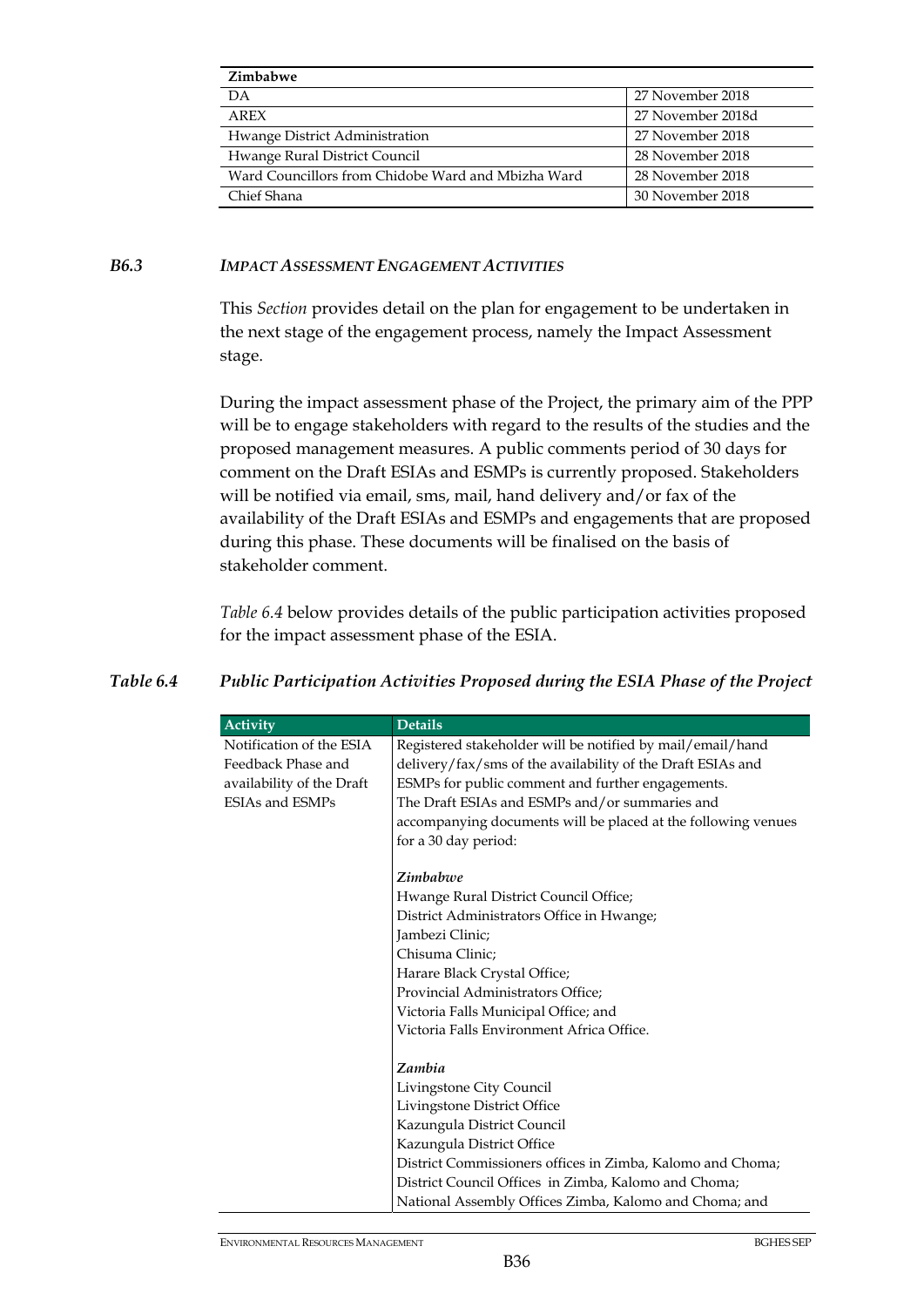| Zimbabwe | |
|---|---|
| DA | 27 November 2018 |
| AREX | 27 November 2018d |
| Hwange District Administration | 27 November 2018 |
| Hwange Rural District Council | 28 November 2018 |
| Ward Councillors from Chidobe Ward and Mbizha Ward | 28 November 2018 |
| Chief Shana | 30 November 2018 |

### *B6.3 IMPACT ASSESSMENT ENGAGEMENT ACTIVITIES*

This *Section* provides detail on the plan for engagement to be undertaken in the next stage of the engagement process, namely the Impact Assessment stage.

During the impact assessment phase of the Project, the primary aim of the PPP will be to engage stakeholders with regard to the results of the studies and the proposed management measures. A public comments period of 30 days for comment on the Draft ESIAs and ESMPs is currently proposed. Stakeholders will be notified via email, sms, mail, hand delivery and/or fax of the availability of the Draft ESIAs and ESMPs and engagements that are proposed during this phase. These documents will be finalised on the basis of stakeholder comment.

*Table 6.4* below provides details of the public participation activities proposed for the impact assessment phase of the ESIA.

*Table 6.4 Public Participation Activities Proposed during the ESIA Phase of the Project*

| Activity | Details |
|---|---|
| Notification of the ESIA Feedback Phase and availability of the Draft ESIAs and ESMPs | Registered stakeholder will be notified by mail/email/hand delivery/fax/sms of the availability of the Draft ESIAs and ESMPs for public comment and further engagements.<br>The Draft ESIAs and ESMPs and/or summaries and accompanying documents will be placed at the following venues for a 30 day period:<br><br>***Zimbabwe***<br>Hwange Rural District Council Office;<br>District Administrators Office in Hwange;<br>Jambezi Clinic;<br>Chisuma Clinic;<br>Harare Black Crystal Office;<br>Provincial Administrators Office;<br>Victoria Falls Municipal Office; and<br>Victoria Falls Environment Africa Office.<br><br>***Zambia***<br>Livingstone City Council<br>Livingstone District Office<br>Kazungula District Council<br>Kazungula District Office<br>District Commissioners offices in Zimba, Kalomo and Choma;<br>District Council Offices in Zimba, Kalomo and Choma;<br>National Assembly Offices Zimba, Kalomo and Choma; and |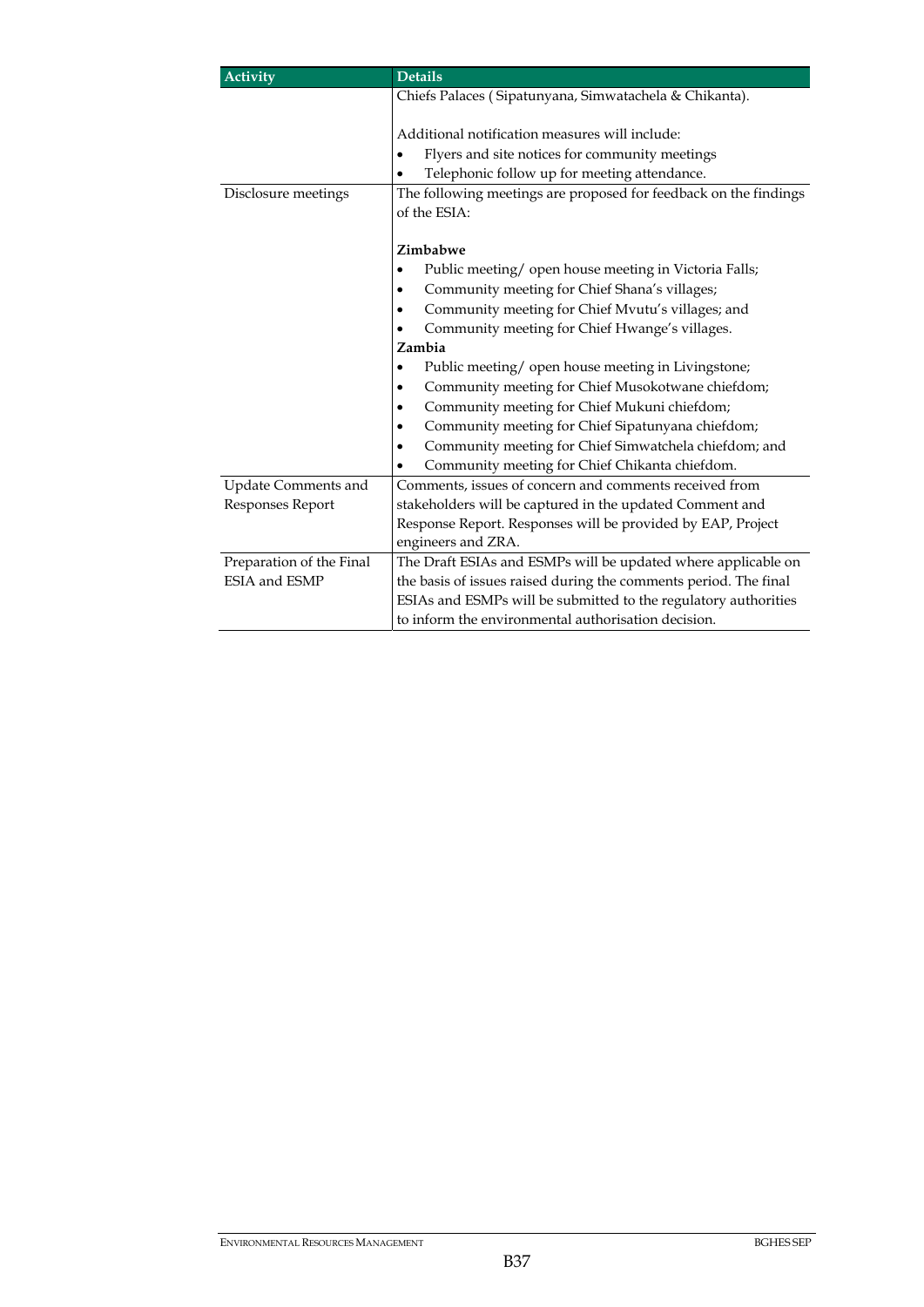| Activity | Details |
|---|---|
| | Chiefs Palaces ( Sipatunyana, Simwatachela & Chikanta).<br><br>Additional notification measures will include:<br>• Flyers and site notices for community meetings<br>• Telephonic follow up for meeting attendance. |
| Disclosure meetings | The following meetings are proposed for feedback on the findings of the ESIA:<br><br>**Zimbabwe**<br>• Public meeting/ open house meeting in Victoria Falls;<br>• Community meeting for Chief Shana's villages;<br>• Community meeting for Chief Mvutu's villages; and<br>• Community meeting for Chief Hwange's villages.<br>**Zambia**<br>• Public meeting/ open house meeting in Livingstone;<br>• Community meeting for Chief Musokotwane chiefdom;<br>• Community meeting for Chief Mukuni chiefdom;<br>• Community meeting for Chief Sipatunyana chiefdom;<br>• Community meeting for Chief Simwatchela chiefdom; and<br>• Community meeting for Chief Chikanta chiefdom. |
| Update Comments and Responses Report | Comments, issues of concern and comments received from stakeholders will be captured in the updated Comment and Response Report. Responses will be provided by EAP, Project engineers and ZRA. |
| Preparation of the Final ESIA and ESMP | The Draft ESIAs and ESMPs will be updated where applicable on the basis of issues raised during the comments period. The final ESIAs and ESMPs will be submitted to the regulatory authorities to inform the environmental authorisation decision. |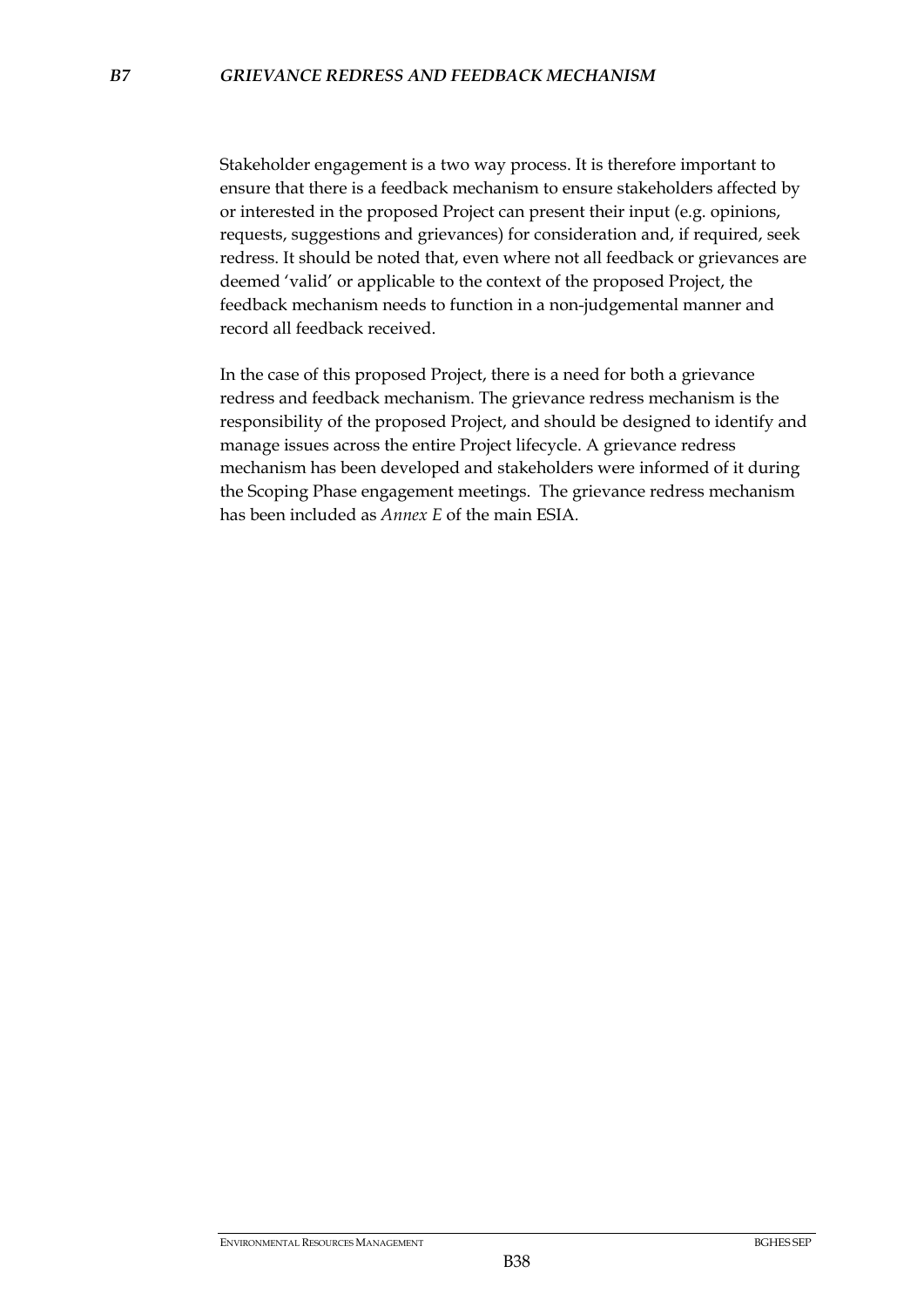## *B7 GRIEVANCE REDRESS AND FEEDBACK MECHANISM*

Stakeholder engagement is a two way process. It is therefore important to ensure that there is a feedback mechanism to ensure stakeholders affected by or interested in the proposed Project can present their input (e.g. opinions, requests, suggestions and grievances) for consideration and, if required, seek redress. It should be noted that, even where not all feedback or grievances are deemed 'valid' or applicable to the context of the proposed Project, the feedback mechanism needs to function in a non-judgemental manner and record all feedback received.

In the case of this proposed Project, there is a need for both a grievance redress and feedback mechanism. The grievance redress mechanism is the responsibility of the proposed Project, and should be designed to identify and manage issues across the entire Project lifecycle. A grievance redress mechanism has been developed and stakeholders were informed of it during the Scoping Phase engagement meetings. The grievance redress mechanism has been included as *Annex E* of the main ESIA.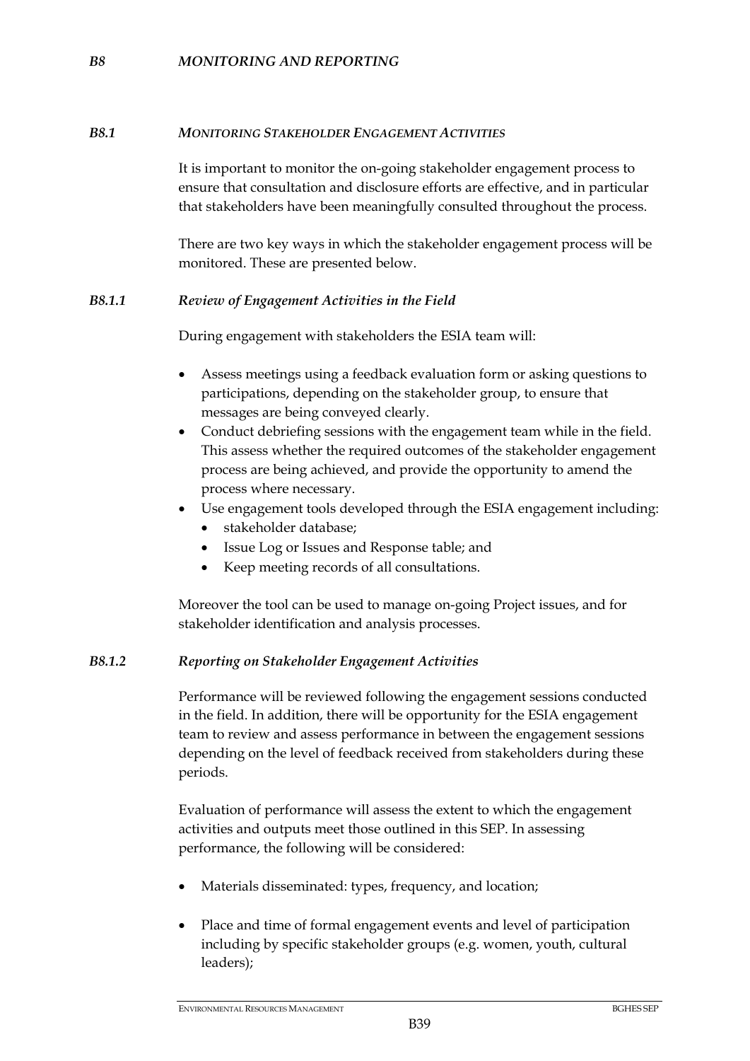# *B8 MONITORING AND REPORTING*

## *B8.1 MONITORING STAKEHOLDER ENGAGEMENT ACTIVITIES*

It is important to monitor the on-going stakeholder engagement process to ensure that consultation and disclosure efforts are effective, and in particular that stakeholders have been meaningfully consulted throughout the process.

There are two key ways in which the stakeholder engagement process will be monitored. These are presented below.

### *B8.1.1 Review of Engagement Activities in the Field*

During engagement with stakeholders the ESIA team will:

- Assess meetings using a feedback evaluation form or asking questions to participations, depending on the stakeholder group, to ensure that messages are being conveyed clearly.
- Conduct debriefing sessions with the engagement team while in the field. This assess whether the required outcomes of the stakeholder engagement process are being achieved, and provide the opportunity to amend the process where necessary.
- Use engagement tools developed through the ESIA engagement including:
  - stakeholder database;
  - Issue Log or Issues and Response table; and
  - Keep meeting records of all consultations.

Moreover the tool can be used to manage on-going Project issues, and for stakeholder identification and analysis processes.

### *B8.1.2 Reporting on Stakeholder Engagement Activities*

Performance will be reviewed following the engagement sessions conducted in the field. In addition, there will be opportunity for the ESIA engagement team to review and assess performance in between the engagement sessions depending on the level of feedback received from stakeholders during these periods.

Evaluation of performance will assess the extent to which the engagement activities and outputs meet those outlined in this SEP. In assessing performance, the following will be considered:

- Materials disseminated: types, frequency, and location;
- Place and time of formal engagement events and level of participation including by specific stakeholder groups (e.g. women, youth, cultural leaders);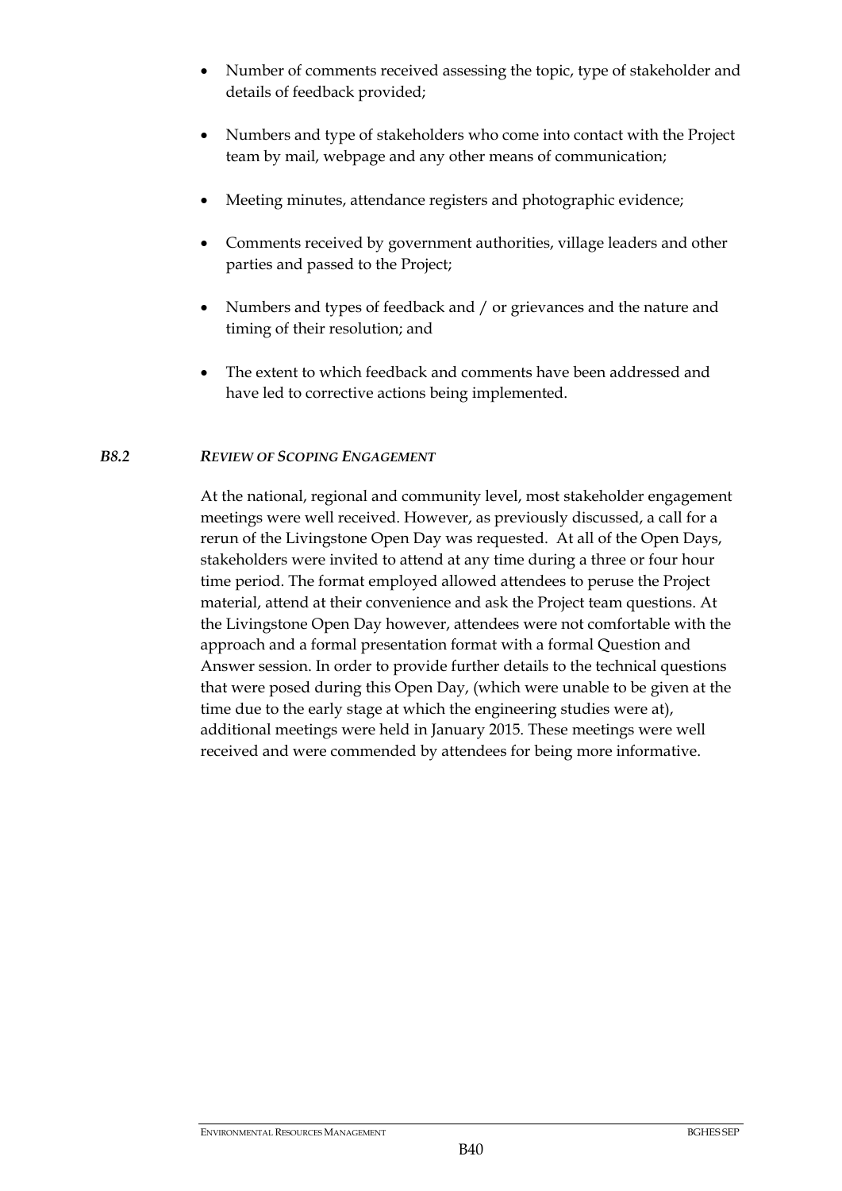- Number of comments received assessing the topic, type of stakeholder and details of feedback provided;
- Numbers and type of stakeholders who come into contact with the Project team by mail, webpage and any other means of communication;
- Meeting minutes, attendance registers and photographic evidence;
- Comments received by government authorities, village leaders and other parties and passed to the Project;
- Numbers and types of feedback and / or grievances and the nature and timing of their resolution; and
- The extent to which feedback and comments have been addressed and have led to corrective actions being implemented.

### *B8.2 REVIEW OF SCOPING ENGAGEMENT*

At the national, regional and community level, most stakeholder engagement meetings were well received. However, as previously discussed, a call for a rerun of the Livingstone Open Day was requested. At all of the Open Days, stakeholders were invited to attend at any time during a three or four hour time period. The format employed allowed attendees to peruse the Project material, attend at their convenience and ask the Project team questions. At the Livingstone Open Day however, attendees were not comfortable with the approach and a formal presentation format with a formal Question and Answer session. In order to provide further details to the technical questions that were posed during this Open Day, (which were unable to be given at the time due to the early stage at which the engineering studies were at), additional meetings were held in January 2015. These meetings were well received and were commended by attendees for being more informative.